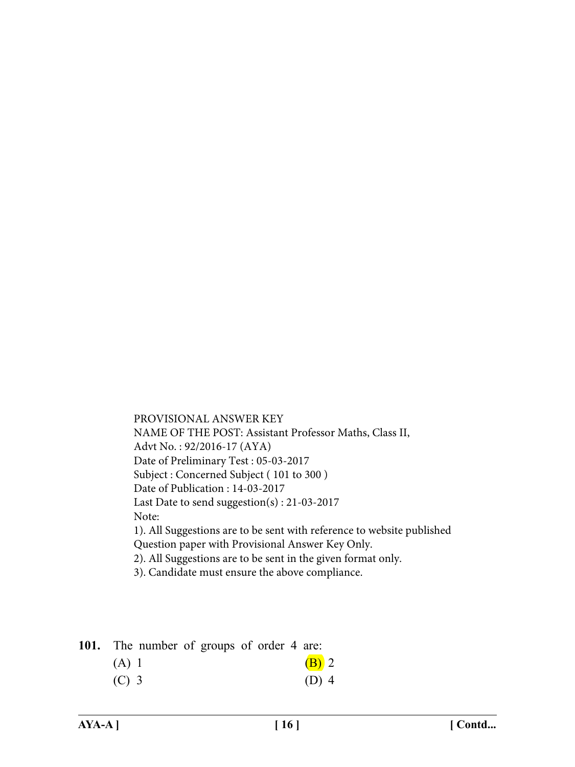PROVISIONAL ANSWER KEY
NAME OF THE POST: Assistant Professor Maths, Class II,
Advt No. : 92/2016-17 (AYA)
Date of Preliminary Test : 05-03-2017
Subject : Concerned Subject ( 101 to 300 )
Date of Publication : 14-03-2017
Last Date to send suggestion(s) : 21-03-2017
Note:
1). All Suggestions are to be sent with reference to website published Question paper with Provisional Answer Key Only.
2). All Suggestions are to be sent in the given format only.
3). Candidate must ensure the above compliance.

**101.** The number of groups of order 4 are:

(A) 1

(B) 2

(C) 3

(D) 4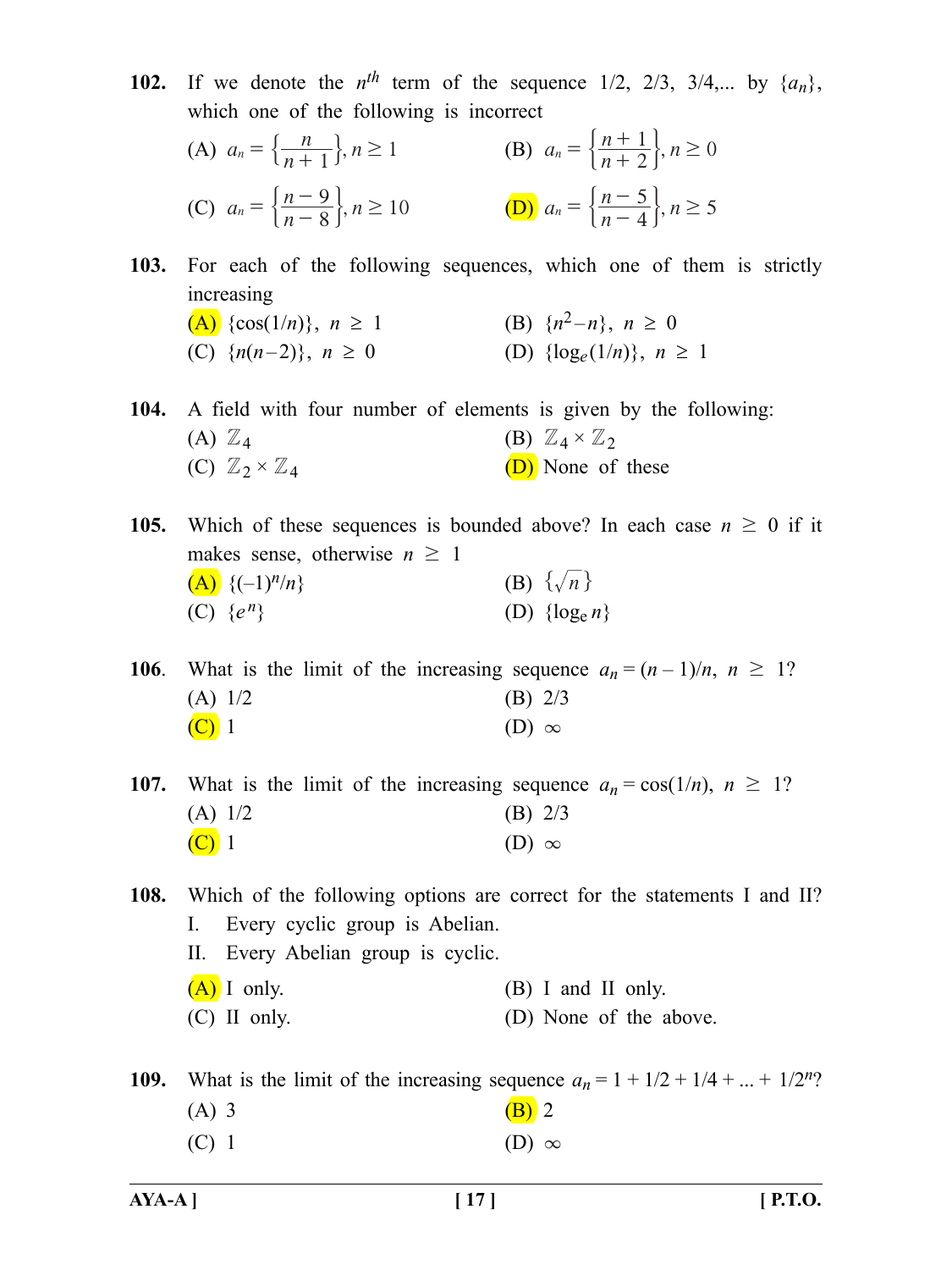**102.** If we denote the $n^{th}$ term of the sequence 1/2, 2/3, 3/4,... by $\{a_n\}$, which one of the following is incorrect

(A) $a_n = \left\{\frac{n}{n+1}\right\}, n \geq 1$

(B) $a_n = \left\{\frac{n+1}{n+2}\right\}, n \geq 0$

(C) $a_n = \left\{\frac{n-9}{n-8}\right\}, n \geq 10$

(D) $a_n = \left\{\frac{n-5}{n-4}\right\}, n \geq 5$

**103.** For each of the following sequences, which one of them is strictly increasing

(A) $\{\cos(1/n)\}, \ n \geq 1$

(B) $\{n^2 - n\}, \ n \geq 0$

(C) $\{n(n-2)\}, \ n \geq 0$

(D) $\{\log_e(1/n)\}, \ n \geq 1$

**104.** A field with four number of elements is given by the following:

(A) $\mathbb{Z}_4$

(B) $\mathbb{Z}_4 \times \mathbb{Z}_2$

(C) $\mathbb{Z}_2 \times \mathbb{Z}_4$

(D) None of these

**105.** Which of these sequences is bounded above? In each case $n \geq 0$ if it makes sense, otherwise $n \geq 1$

(A) $\{(-1)^n/n\}$

(B) $\{\sqrt{n}\}$

(C) $\{e^n\}$

(D) $\{\log_e n\}$

**106.** What is the limit of the increasing sequence $a_n = (n-1)/n, \ n \geq 1$?

(A) 1/2

(B) 2/3

(C) 1

(D) $\infty$

**107.** What is the limit of the increasing sequence $a_n = \cos(1/n), \ n \geq 1$?

(A) 1/2

(B) 2/3

(C) 1

(D) $\infty$

**108.** Which of the following options are correct for the statements I and II?

I. Every cyclic group is Abelian.

II. Every Abelian group is cyclic.

(A) I only.

(B) I and II only.

(C) II only.

(D) None of the above.

**109.** What is the limit of the increasing sequence $a_n = 1 + 1/2 + 1/4 + ... + 1/2^n$?

(A) 3

(B) 2

(C) 1

(D) $\infty$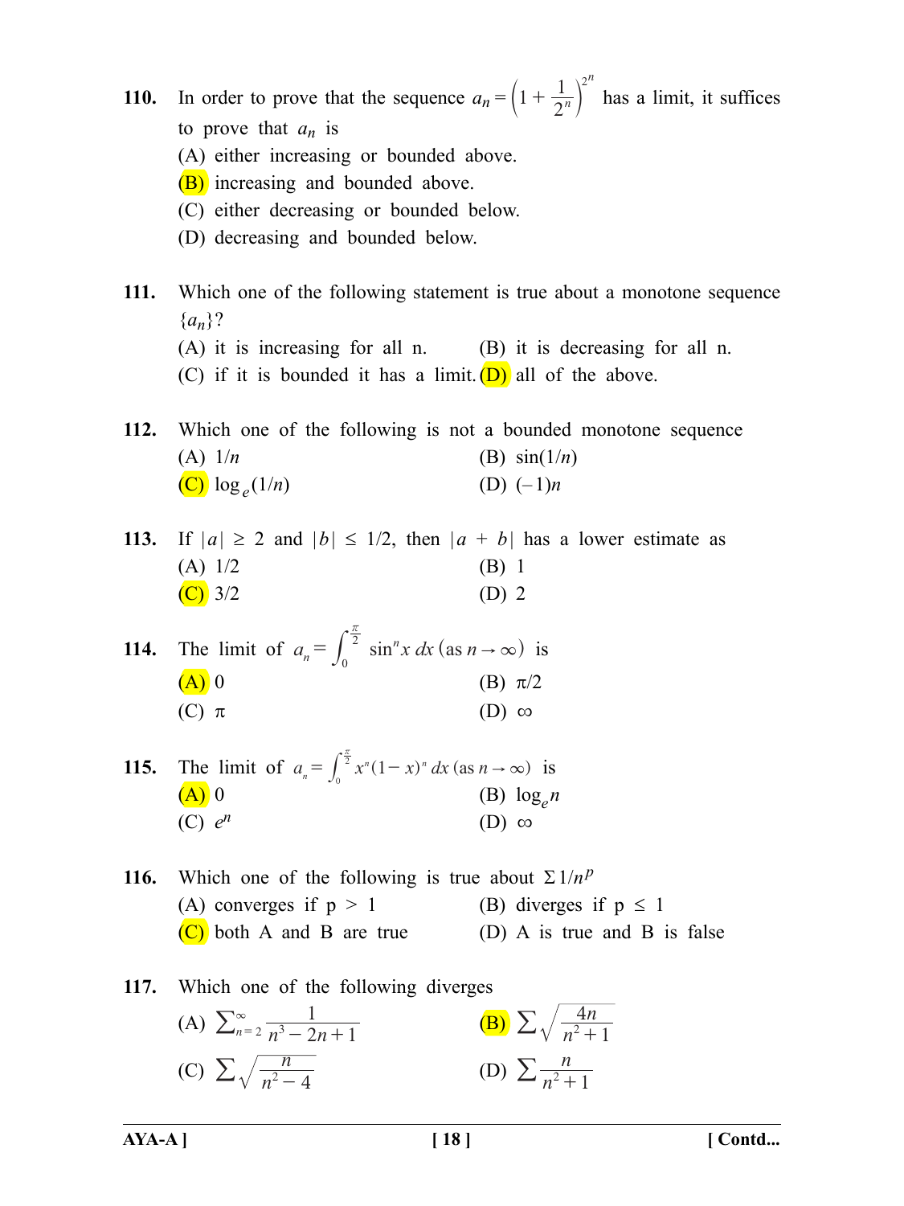**110.** In order to prove that the sequence $a_n = \left(1 + \frac{1}{2^n}\right)^{2^n}$ has a limit, it suffices to prove that $a_n$ is

(A) either increasing or bounded above.

(B) increasing and bounded above.

(C) either decreasing or bounded below.

(D) decreasing and bounded below.

**111.** Which one of the following statement is true about a monotone sequence $\{a_n\}$?

(A) it is increasing for all n.

(B) it is decreasing for all n.

(C) if it is bounded it has a limit.

(D) all of the above.

**112.** Which one of the following is not a bounded monotone sequence

(A) $1/n$

(B) $\sin(1/n)$

(C) $\log_e(1/n)$

(D) $(-1)n$

**113.** If $|a| \geq 2$ and $|b| \leq 1/2$, then $|a + b|$ has a lower estimate as

(A) 1/2

(B) 1

(C) 3/2

(D) 2

**114.** The limit of $a_n = \int_0^{\frac{\pi}{2}} \sin^n x \, dx$ (as $n \to \infty$) is

(A) 0

(B) $\pi/2$

(C) $\pi$

(D) $\infty$

**115.** The limit of $a_n = \int_0^{\frac{\pi}{2}} x^n (1-x)^n \, dx$ (as $n \to \infty$) is

(A) 0

(B) $\log_e n$

(C) $e^n$

(D) $\infty$

**116.** Which one of the following is true about $\Sigma \, 1/n^p$

(A) converges if p > 1

(B) diverges if p ≤ 1

(C) both A and B are true

(D) A is true and B is false

**117.** Which one of the following diverges

(A) $\sum_{n=2}^{\infty} \frac{1}{n^3 - 2n + 1}$

(B) $\sum \sqrt{\frac{4n}{n^2 + 1}}$

(C) $\sum \sqrt{\frac{n}{n^2 - 4}}$

(D) $\sum \frac{n}{n^2 + 1}$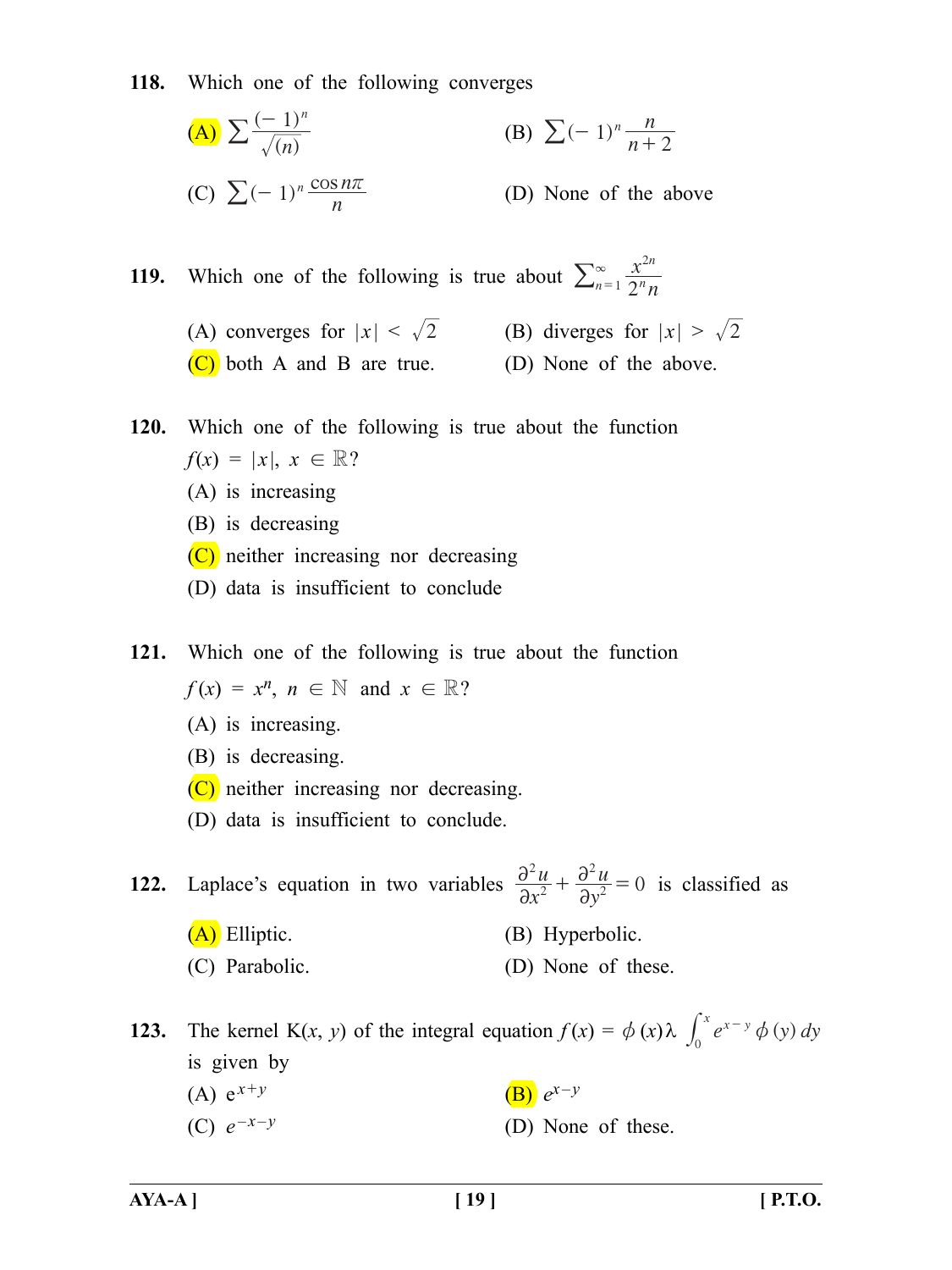**118.** Which one of the following converges

(A) $\sum \frac{(-1)^n}{\sqrt{(n)}}$ (B) $\sum (-1)^n \frac{n}{n+2}$

(C) $\sum (-1)^n \frac{\cos n\pi}{n}$ (D) None of the above

**119.** Which one of the following is true about $\sum_{n=1}^{\infty} \frac{x^{2n}}{2^n n}$

(A) converges for $|x| < \sqrt{2}$ (B) diverges for $|x| > \sqrt{2}$

(C) both A and B are true. (D) None of the above.

**120.** Which one of the following is true about the function $f(x) = |x|,\ x \in \mathbb{R}$?

(A) is increasing

(B) is decreasing

(C) neither increasing nor decreasing

(D) data is insufficient to conclude

**121.** Which one of the following is true about the function $f(x) = x^n,\ n \in \mathbb{N}$ and $x \in \mathbb{R}$?

(A) is increasing.

(B) is decreasing.

(C) neither increasing nor decreasing.

(D) data is insufficient to conclude.

**122.** Laplace's equation in two variables $\frac{\partial^2 u}{\partial x^2} + \frac{\partial^2 u}{\partial y^2} = 0$ is classified as

(A) Elliptic. (B) Hyperbolic.

(C) Parabolic. (D) None of these.

**123.** The kernel $K(x, y)$ of the integral equation $f(x) = \phi(x)\lambda \int_0^x e^{x-y} \phi(y)\, dy$ is given by

(A) $e^{x+y}$ (B) $e^{x-y}$

(C) $e^{-x-y}$ (D) None of these.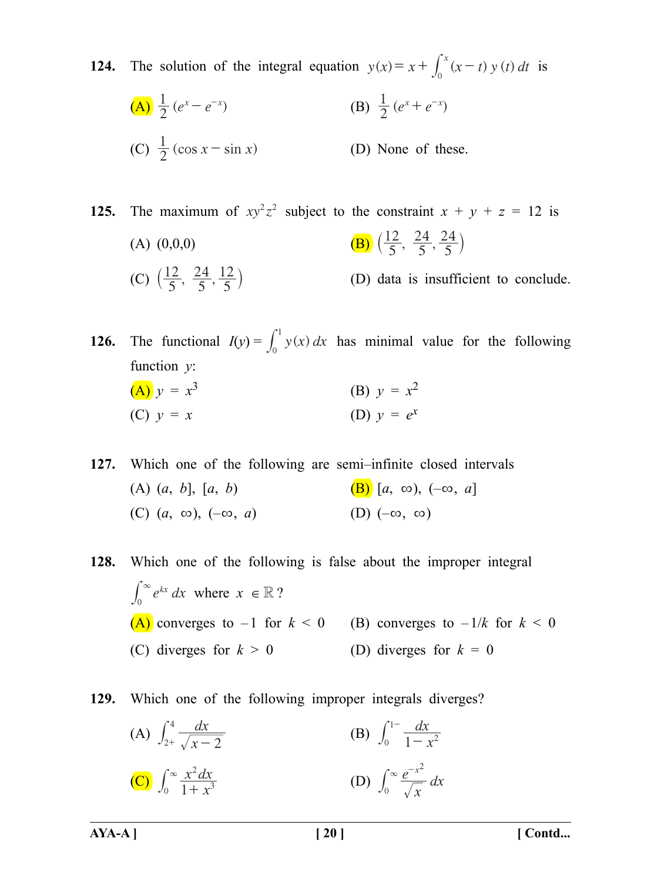**124.** The solution of the integral equation $y(x) = x + \int_0^x (x-t)\, y(t)\, dt$ is

(A) $\frac{1}{2}(e^x - e^{-x})$

(B) $\frac{1}{2}(e^x + e^{-x})$

(C) $\frac{1}{2}(\cos x - \sin x)$

(D) None of these.

**125.** The maximum of $xy^2z^2$ subject to the constraint $x + y + z = 12$ is

(A) (0,0,0)

(B) $\left(\frac{12}{5}, \frac{24}{5}, \frac{24}{5}\right)$

(C) $\left(\frac{12}{5}, \frac{24}{5}, \frac{12}{5}\right)$

(D) data is insufficient to conclude.

**126.** The functional $I(y) = \int_0^1 y(x)\, dx$ has minimal value for the following function $y$:

(A) $y = x^3$

(B) $y = x^2$

(C) $y = x$

(D) $y = e^x$

**127.** Which one of the following are semi–infinite closed intervals

(A) $(a, b]$, $[a, b)$

(B) $[a, \infty)$, $(-\infty, a]$

(C) $(a, \infty)$, $(-\infty, a)$

(D) $(-\infty, \infty)$

**128.** Which one of the following is false about the improper integral $\int_0^\infty e^{kx}\, dx$ where $x \in \mathbb{R}$?

(A) converges to $-1$ for $k < 0$

(B) converges to $-1/k$ for $k < 0$

(C) diverges for $k > 0$

(D) diverges for $k = 0$

**129.** Which one of the following improper integrals diverges?

(A) $\int_{2+}^{4} \frac{dx}{\sqrt{x-2}}$

(B) $\int_0^{1-} \frac{dx}{1-x^2}$

(C) $\int_0^\infty \frac{x^2\, dx}{1+x^3}$

(D) $\int_0^\infty \frac{e^{-x^2}}{\sqrt{x}}\, dx$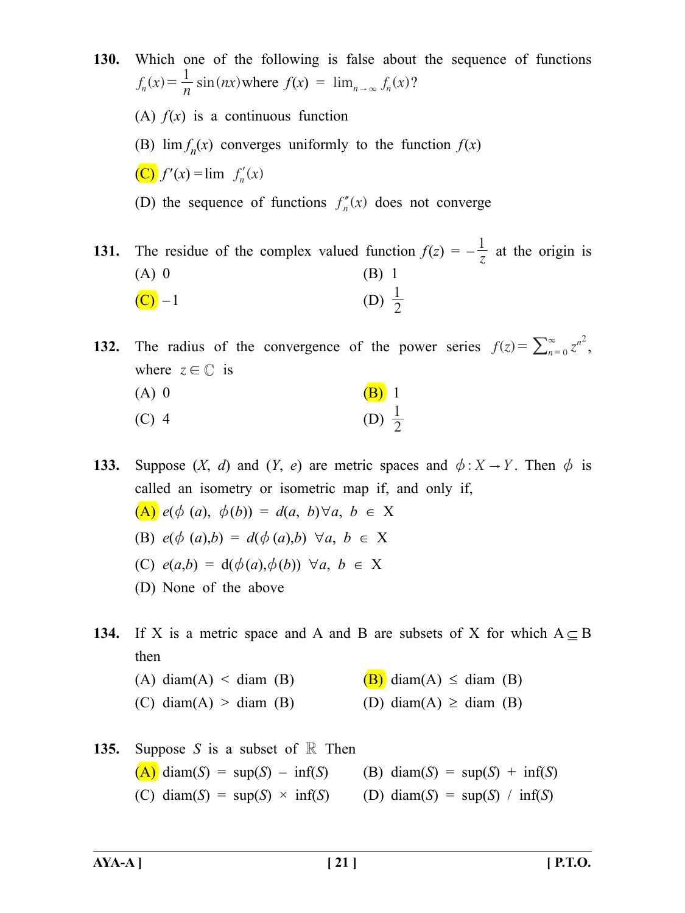**130.** Which one of the following is false about the sequence of functions $f_n(x) = \frac{1}{n}\sin(nx)$ where $f(x) = \lim_{n\to\infty} f_n(x)$?

(A) $f(x)$ is a continuous function

(B) $\lim f_n(x)$ converges uniformly to the function $f(x)$

(C) $f'(x) = \lim\ f_n'(x)$

(D) the sequence of functions $f_n''(x)$ does not converge

**131.** The residue of the complex valued function $f(z) = -\frac{1}{z}$ at the origin is

(A) 0

(B) 1

(C) $-1$

(D) $\frac{1}{2}$

**132.** The radius of the convergence of the power series $f(z) = \sum_{n=0}^{\infty} z^{n^2}$, where $z \in \mathbb{C}$ is

(A) 0

(B) 1

(C) 4

(D) $\frac{1}{2}$

**133.** Suppose $(X, d)$ and $(Y, e)$ are metric spaces and $\phi : X \to Y$. Then $\phi$ is called an isometry or isometric map if, and only if,

(A) $e(\phi(a), \phi(b)) = d(a, b)\ \forall a, b \in X$

(B) $e(\phi(a), b) = d(\phi(a), b)\ \forall a, b \in X$

(C) $e(a, b) = d(\phi(a), \phi(b))\ \forall a, b \in X$

(D) None of the above

**134.** If X is a metric space and A and B are subsets of X for which $A \subseteq B$ then

(A) diam(A) $<$ diam (B)

(B) diam(A) $\leq$ diam (B)

(C) diam(A) $>$ diam (B)

(D) diam(A) $\geq$ diam (B)

**135.** Suppose $S$ is a subset of $\mathbb{R}$ Then

(A) diam($S$) = sup($S$) – inf($S$)

(B) diam($S$) = sup($S$) + inf($S$)

(C) diam($S$) = sup($S$) × inf($S$)

(D) diam($S$) = sup($S$) / inf($S$)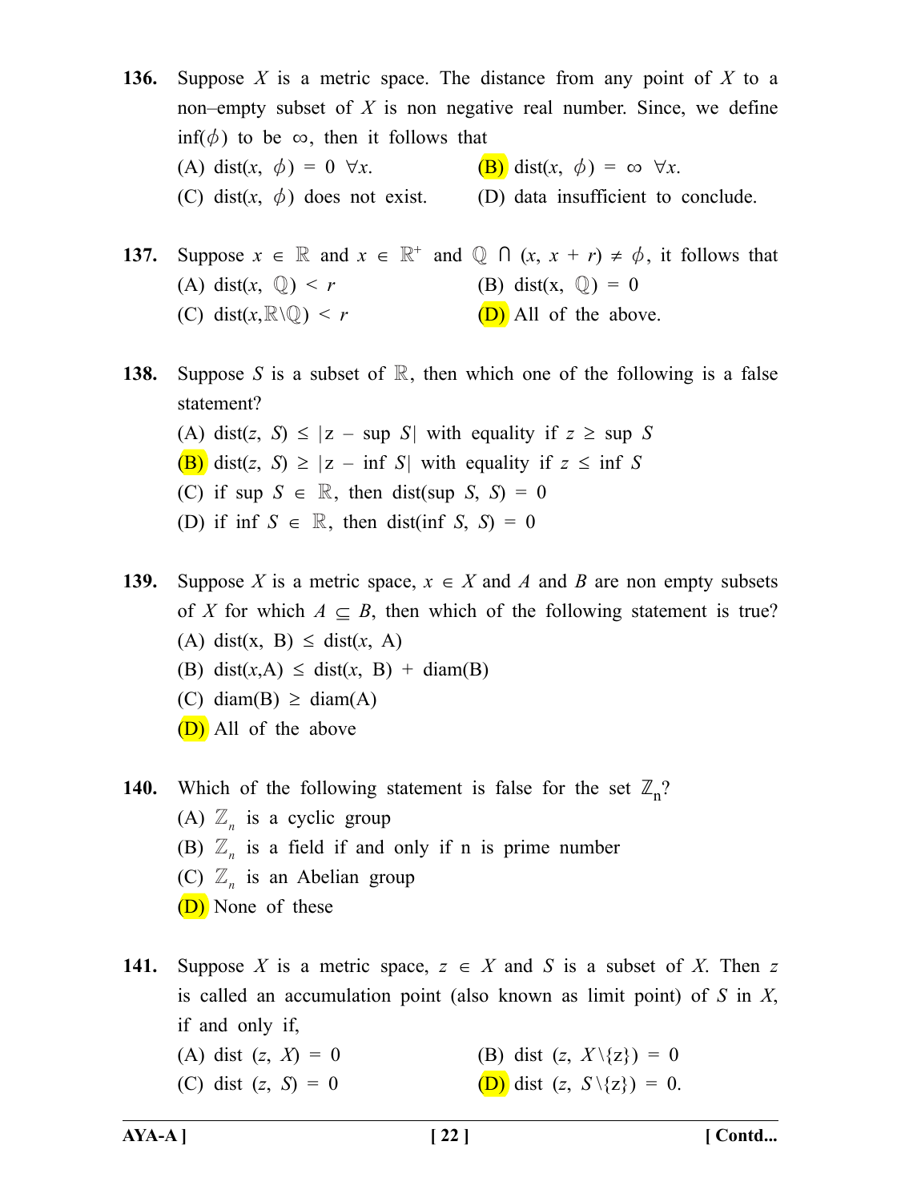**136.** Suppose $X$ is a metric space. The distance from any point of $X$ to a non–empty subset of $X$ is non negative real number. Since, we define $\inf(\phi)$ to be $\infty$, then it follows that

(A) $\text{dist}(x, \phi) = 0 \ \forall x.$

(B) $\text{dist}(x, \phi) = \infty \ \forall x.$

(C) $\text{dist}(x, \phi)$ does not exist.

(D) data insufficient to conclude.

**137.** Suppose $x \in \mathbb{R}$ and $x \in \mathbb{R}^+$ and $\mathbb{Q} \cap (x, x + r) \neq \phi$, it follows that

(A) $\text{dist}(x, \mathbb{Q}) < r$

(B) $\text{dist}(x, \mathbb{Q}) = 0$

(C) $\text{dist}(x, \mathbb{R}\backslash\mathbb{Q}) < r$

(D) All of the above.

**138.** Suppose $S$ is a subset of $\mathbb{R}$, then which one of the following is a false statement?

(A) $\text{dist}(z, S) \leq |z - \sup S|$ with equality if $z \geq \sup S$

(B) $\text{dist}(z, S) \geq |z - \inf S|$ with equality if $z \leq \inf S$

(C) if $\sup S \in \mathbb{R}$, then $\text{dist}(\sup S, S) = 0$

(D) if $\inf S \in \mathbb{R}$, then $\text{dist}(\inf S, S) = 0$

**139.** Suppose $X$ is a metric space, $x \in X$ and $A$ and $B$ are non empty subsets of $X$ for which $A \subseteq B$, then which of the following statement is true?

(A) $\text{dist}(x, B) \leq \text{dist}(x, A)$

(B) $\text{dist}(x, A) \leq \text{dist}(x, B) + \text{diam}(B)$

(C) $\text{diam}(B) \geq \text{diam}(A)$

(D) All of the above

**140.** Which of the following statement is false for the set $\mathbb{Z}_n$?

(A) $\mathbb{Z}_n$ is a cyclic group

(B) $\mathbb{Z}_n$ is a field if and only if n is prime number

(C) $\mathbb{Z}_n$ is an Abelian group

(D) None of these

**141.** Suppose $X$ is a metric space, $z \in X$ and $S$ is a subset of $X$. Then $z$ is called an accumulation point (also known as limit point) of $S$ in $X$, if and only if,

(A) $\text{dist}(z, X) = 0$

(B) $\text{dist}(z, X\backslash\{z\}) = 0$

(C) $\text{dist}(z, S) = 0$

(D) $\text{dist}(z, S\backslash\{z\}) = 0.$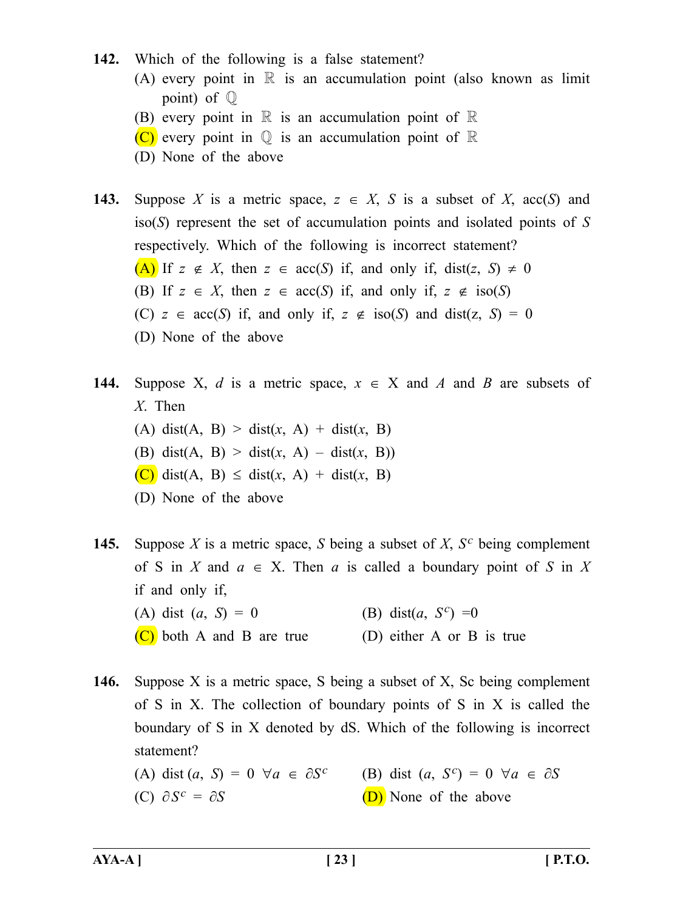**142.** Which of the following is a false statement?

(A) every point in $\mathbb{R}$ is an accumulation point (also known as limit point) of $\mathbb{Q}$

(B) every point in $\mathbb{R}$ is an accumulation point of $\mathbb{R}$

(C) every point in $\mathbb{Q}$ is an accumulation point of $\mathbb{R}$

(D) None of the above

**143.** Suppose $X$ is a metric space, $z \in X$, $S$ is a subset of $X$, acc($S$) and iso($S$) represent the set of accumulation points and isolated points of $S$ respectively. Which of the following is incorrect statement?

(A) If $z \notin X$, then $z \in \text{acc}(S)$ if, and only if, $\text{dist}(z, S) \neq 0$

(B) If $z \in X$, then $z \in \text{acc}(S)$ if, and only if, $z \notin \text{iso}(S)$

(C) $z \in \text{acc}(S)$ if, and only if, $z \notin \text{iso}(S)$ and $\text{dist(z, } S) = 0$

(D) None of the above

**144.** Suppose X, $d$ is a metric space, $x \in$ X and $A$ and $B$ are subsets of $X$. Then

(A) $\text{dist(A, B)} > \text{dist}(x, \text{A}) + \text{dist}(x, \text{B})$

(B) $\text{dist(A, B)} > \text{dist}(x, \text{A}) - \text{dist}(x, \text{B}))$

(C) $\text{dist(A, B)} \leq \text{dist}(x, \text{A}) + \text{dist}(x, \text{B})$

(D) None of the above

**145.** Suppose $X$ is a metric space, $S$ being a subset of $X$, $S^c$ being complement of S in $X$ and $a \in$ X. Then $a$ is called a boundary point of $S$ in $X$ if and only if,

(A) $\text{dist}\ (a, S) = 0$

(B) $\text{dist}(a, S^c) = 0$

(C) both A and B are true

(D) either A or B is true

**146.** Suppose X is a metric space, S being a subset of X, Sc being complement of S in X. The collection of boundary points of S in X is called the boundary of S in X denoted by dS. Which of the following is incorrect statement?

(A) $\text{dist}\ (a, S) = 0\ \ \forall a \in \partial S^c$

(B) $\text{dist}\ (a, S^c) = 0\ \ \forall a \in \partial S$

(C) $\partial S^c = \partial S$

(D) None of the above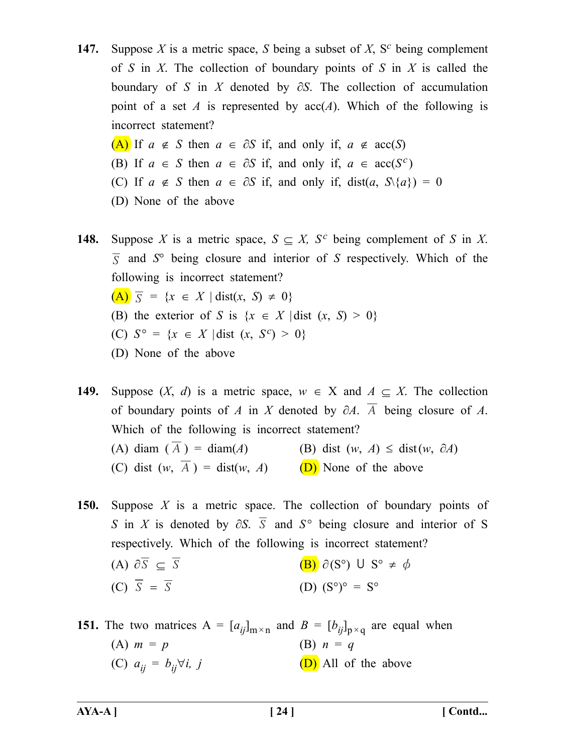**147.** Suppose $X$ is a metric space, $S$ being a subset of $X$, $S^c$ being complement of $S$ in $X$. The collection of boundary points of $S$ in $X$ is called the boundary of $S$ in $X$ denoted by $\partial S$. The collection of accumulation point of a set $A$ is represented by acc($A$). Which of the following is incorrect statement?

(A) If $a \notin S$ then $a \in \partial S$ if, and only if, $a \notin \text{acc}(S)$

(B) If $a \in S$ then $a \in \partial S$ if, and only if, $a \in \text{acc}(S^c)$

(C) If $a \notin S$ then $a \in \partial S$ if, and only if, $\text{dist}(a, S\backslash\{a\}) = 0$

(D) None of the above

**148.** Suppose $X$ is a metric space, $S \subseteq X$, $S^c$ being complement of $S$ in $X$. $\overline{S}$ and $S°$ being closure and interior of $S$ respectively. Which of the following is incorrect statement?

(A) $\overline{S} = \{x \in X \mid \text{dist}(x, S) \neq 0\}$

(B) the exterior of $S$ is $\{x \in X \mid \text{dist}(x, S) > 0\}$

(C) $S° = \{x \in X \mid \text{dist}(x, S^c) > 0\}$

(D) None of the above

**149.** Suppose $(X, d)$ is a metric space, $w \in X$ and $A \subseteq X$. The collection of boundary points of $A$ in $X$ denoted by $\partial A$. $\overline{A}$ being closure of $A$. Which of the following is incorrect statement?

(A) $\text{diam}(\overline{A}) = \text{diam}(A)$

(B) $\text{dist}(w, A) \leq \text{dist}(w, \partial A)$

(C) $\text{dist}(w, \overline{A}) = \text{dist}(w, A)$

(D) None of the above

**150.** Suppose $X$ is a metric space. The collection of boundary points of $S$ in $X$ is denoted by $\partial S$. $\overline{S}$ and $S°$ being closure and interior of S respectively. Which of the following is incorrect statement?

(A) $\partial \overline{S} \subseteq \overline{S}$

(B) $\partial(S°) \cup S° \neq \phi$

(C) $\overline{\overline{S}} = \overline{S}$

(D) $(S°)° = S°$

**151.** The two matrices $A = [a_{ij}]_{m \times n}$ and $B = [b_{ij}]_{p \times q}$ are equal when

(A) $m = p$

(B) $n = q$

(C) $a_{ij} = b_{ij} \forall i, j$

(D) All of the above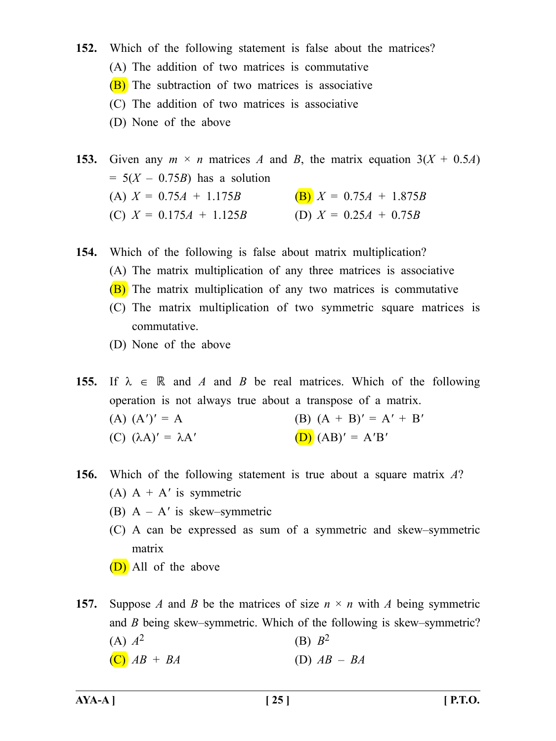**152.** Which of the following statement is false about the matrices?

(A) The addition of two matrices is commutative

(B) The subtraction of two matrices is associative

(C) The addition of two matrices is associative

(D) None of the above

**153.** Given any $m \times n$ matrices $A$ and $B$, the matrix equation $3(X + 0.5A) = 5(X - 0.75B)$ has a solution

(A) $X = 0.75A + 1.175B$

(B) $X = 0.75A + 1.875B$

(C) $X = 0.175A + 1.125B$

(D) $X = 0.25A + 0.75B$

**154.** Which of the following is false about matrix multiplication?

(A) The matrix multiplication of any three matrices is associative

(B) The matrix multiplication of any two matrices is commutative

(C) The matrix multiplication of two symmetric square matrices is commutative.

(D) None of the above

**155.** If $\lambda \in \mathbb{R}$ and $A$ and $B$ be real matrices. Which of the following operation is not always true about a transpose of a matrix.

(A) $(A')' = A$

(B) $(A + B)' = A' + B'$

(C) $(\lambda A)' = \lambda A'$

(D) $(AB)' = A'B'$

**156.** Which of the following statement is true about a square matrix $A$?

(A) $A + A'$ is symmetric

(B) $A - A'$ is skew–symmetric

(C) $A$ can be expressed as sum of a symmetric and skew–symmetric matrix

(D) All of the above

**157.** Suppose $A$ and $B$ be the matrices of size $n \times n$ with $A$ being symmetric and $B$ being skew–symmetric. Which of the following is skew–symmetric?

(A) $A^2$

(B) $B^2$

(C) $AB + BA$

(D) $AB - BA$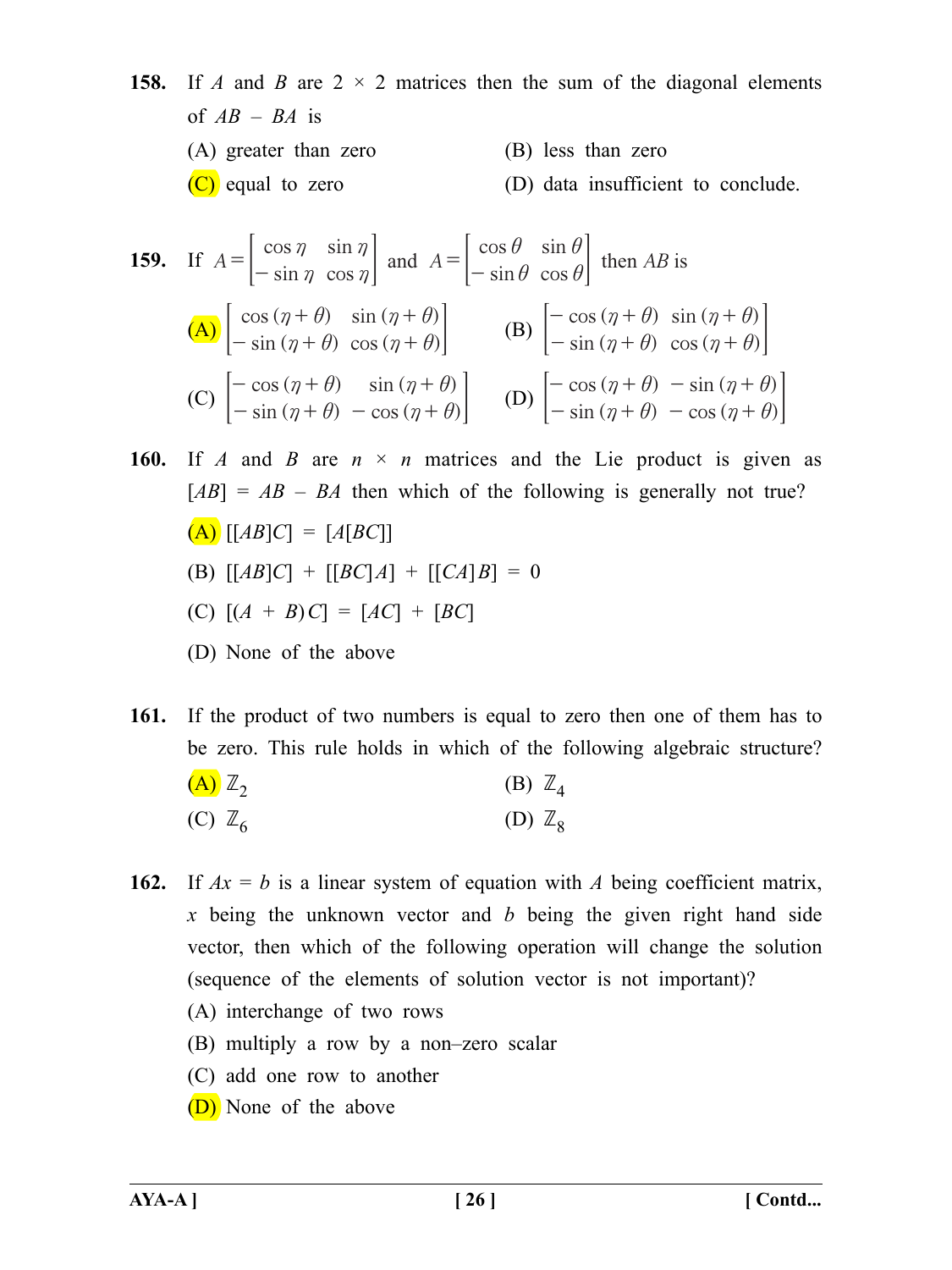**158.** If $A$ and $B$ are $2 \times 2$ matrices then the sum of the diagonal elements of $AB - BA$ is

(A) greater than zero

(B) less than zero

(C) equal to zero

(D) data insufficient to conclude.

**159.** If $A = \begin{bmatrix} \cos\eta & \sin\eta \\ -\sin\eta & \cos\eta \end{bmatrix}$ and $A = \begin{bmatrix} \cos\theta & \sin\theta \\ -\sin\theta & \cos\theta \end{bmatrix}$ then $AB$ is

(A) $\begin{bmatrix} \cos(\eta+\theta) & \sin(\eta+\theta) \\ -\sin(\eta+\theta) & \cos(\eta+\theta) \end{bmatrix}$

(B) $\begin{bmatrix} -\cos(\eta+\theta) & \sin(\eta+\theta) \\ -\sin(\eta+\theta) & \cos(\eta+\theta) \end{bmatrix}$

(C) $\begin{bmatrix} -\cos(\eta+\theta) & \sin(\eta+\theta) \\ -\sin(\eta+\theta) & -\cos(\eta+\theta) \end{bmatrix}$

(D) $\begin{bmatrix} -\cos(\eta+\theta) & -\sin(\eta+\theta) \\ -\sin(\eta+\theta) & -\cos(\eta+\theta) \end{bmatrix}$

**160.** If $A$ and $B$ are $n \times n$ matrices and the Lie product is given as $[AB] = AB - BA$ then which of the following is generally not true?

(A) $[[AB]C] = [A[BC]]$

(B) $[[AB]C] + [[BC]A] + [[CA]B] = 0$

(C) $[(A + B)C] = [AC] + [BC]$

(D) None of the above

**161.** If the product of two numbers is equal to zero then one of them has to be zero. This rule holds in which of the following algebraic structure?

(A) $\mathbb{Z}_2$

(B) $\mathbb{Z}_4$

(C) $\mathbb{Z}_6$

(D) $\mathbb{Z}_8$

**162.** If $Ax = b$ is a linear system of equation with $A$ being coefficient matrix, $x$ being the unknown vector and $b$ being the given right hand side vector, then which of the following operation will change the solution (sequence of the elements of solution vector is not important)?

(A) interchange of two rows

(B) multiply a row by a non–zero scalar

(C) add one row to another

(D) None of the above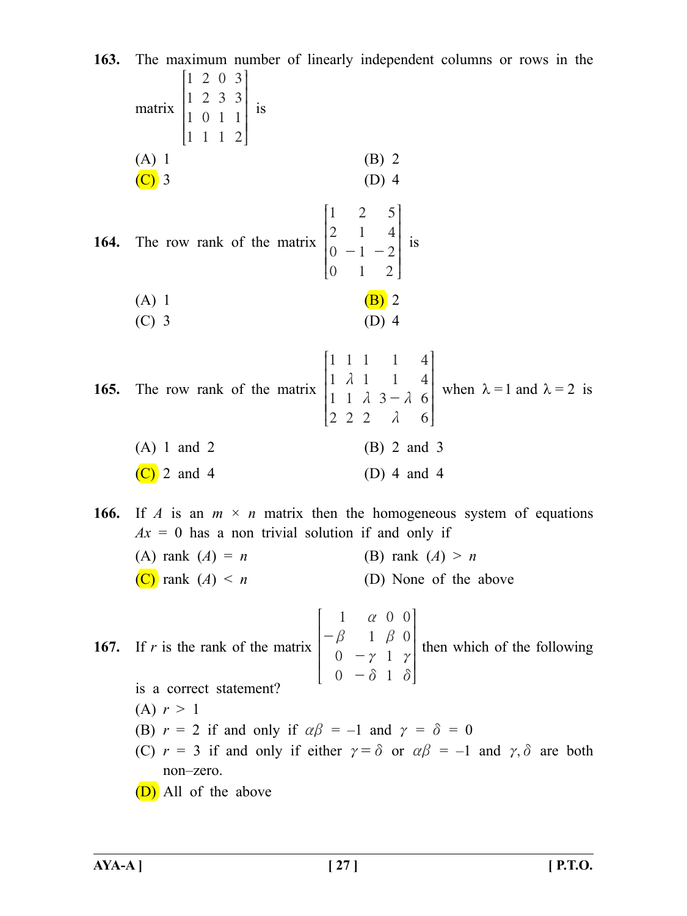**163.** The maximum number of linearly independent columns or rows in the matrix $\begin{bmatrix} 1 & 2 & 0 & 3 \\ 1 & 2 & 3 & 3 \\ 1 & 0 & 1 & 1 \\ 1 & 1 & 1 & 2 \end{bmatrix}$ is

(A) 1

(B) 2

(C) 3

(D) 4

**164.** The row rank of the matrix $\begin{bmatrix} 1 & 2 & 5 \\ 2 & 1 & 4 \\ 0 & -1 & -2 \\ 0 & 1 & 2 \end{bmatrix}$ is

(A) 1

(B) 2

(C) 3

(D) 4

**165.** The row rank of the matrix $\begin{bmatrix} 1 & 1 & 1 & 1 & 4 \\ 1 & \lambda & 1 & 1 & 4 \\ 1 & 1 & \lambda & 3-\lambda & 6 \\ 2 & 2 & 2 & \lambda & 6 \end{bmatrix}$ when $\lambda = 1$ and $\lambda = 2$ is

(A) 1 and 2

(B) 2 and 3

(C) 2 and 4

(D) 4 and 4

**166.** If $A$ is an $m \times n$ matrix then the homogeneous system of equations $Ax = 0$ has a non trivial solution if and only if

(A) rank $(A) = n$

(B) rank $(A) > n$

(C) rank $(A) < n$

(D) None of the above

**167.** If $r$ is the rank of the matrix $\begin{bmatrix} 1 & \alpha & 0 & 0 \\ -\beta & 1 & \beta & 0 \\ 0 & -\gamma & 1 & \gamma \\ 0 & -\delta & 1 & \delta \end{bmatrix}$ then which of the following is a correct statement?

(A) $r > 1$

(B) $r = 2$ if and only if $\alpha\beta = -1$ and $\gamma = \delta = 0$

(C) $r = 3$ if and only if either $\gamma = \delta$ or $\alpha\beta = -1$ and $\gamma, \delta$ are both non–zero.

(D) All of the above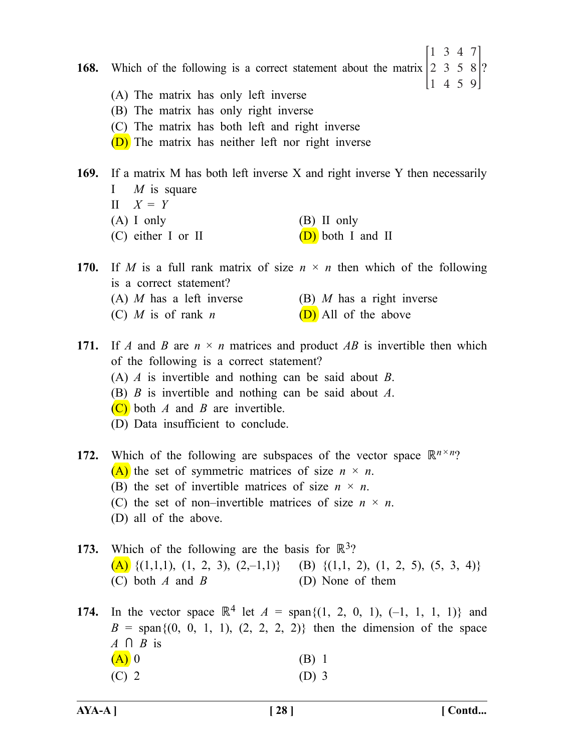**168.** Which of the following is a correct statement about the matrix $\begin{bmatrix} 1 & 3 & 4 & 7 \\ 2 & 3 & 5 & 8 \\ 1 & 4 & 5 & 9 \end{bmatrix}$?

(A) The matrix has only left inverse

(B) The matrix has only right inverse

(C) The matrix has both left and right inverse

(D) The matrix has neither left nor right inverse

**169.** If a matrix M has both left inverse X and right inverse Y then necessarily

I $M$ is square

II $X = Y$

(A) I only

(B) II only

(C) either I or II

(D) both I and II

**170.** If $M$ is a full rank matrix of size $n \times n$ then which of the following is a correct statement?

(A) $M$ has a left inverse

(B) $M$ has a right inverse

(C) $M$ is of rank $n$

(D) All of the above

**171.** If $A$ and $B$ are $n \times n$ matrices and product $AB$ is invertible then which of the following is a correct statement?

(A) $A$ is invertible and nothing can be said about $B$.

(B) $B$ is invertible and nothing can be said about $A$.

(C) both $A$ and $B$ are invertible.

(D) Data insufficient to conclude.

**172.** Which of the following are subspaces of the vector space $\mathbb{R}^{n \times n}$?

(A) the set of symmetric matrices of size $n \times n$.

(B) the set of invertible matrices of size $n \times n$.

(C) the set of non–invertible matrices of size $n \times n$.

(D) all of the above.

**173.** Which of the following are the basis for $\mathbb{R}^3$?

(A) {(1,1,1), (1, 2, 3), (2,–1,1)}

(B) {(1,1, 2), (1, 2, 5), (5, 3, 4)}

(C) both $A$ and $B$

(D) None of them

**174.** In the vector space $\mathbb{R}^4$ let $A$ = span{(1, 2, 0, 1), (–1, 1, 1, 1)} and $B$ = span{(0, 0, 1, 1), (2, 2, 2, 2)} then the dimension of the space $A \cap B$ is

(A) 0

(B) 1

(C) 2

(D) 3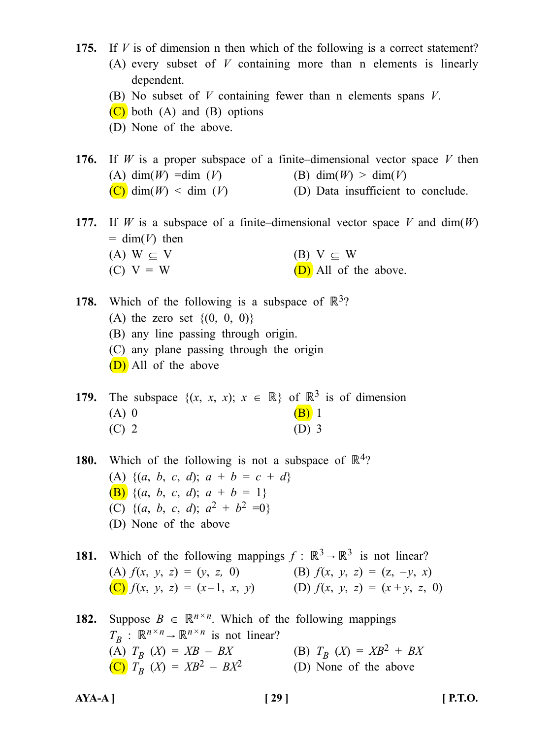**175.** If $V$ is of dimension n then which of the following is a correct statement?

(A) every subset of $V$ containing more than n elements is linearly dependent.

(B) No subset of $V$ containing fewer than n elements spans $V$.

(C) both (A) and (B) options

(D) None of the above.

**176.** If $W$ is a proper subspace of a finite–dimensional vector space $V$ then

(A) $\dim(W) = \dim(V)$

(B) $\dim(W) > \dim(V)$

(C) $\dim(W) < \dim(V)$

(D) Data insufficient to conclude.

**177.** If $W$ is a subspace of a finite–dimensional vector space $V$ and $\dim(W) = \dim(V)$ then

(A) $W \subseteq V$

(B) $V \subseteq W$

(C) $V = W$

(D) All of the above.

**178.** Which of the following is a subspace of $\mathbb{R}^3$?

(A) the zero set $\{(0, 0, 0)\}$

(B) any line passing through origin.

(C) any plane passing through the origin

(D) All of the above

**179.** The subspace $\{(x, x, x); x \in \mathbb{R}\}$ of $\mathbb{R}^3$ is of dimension

(A) 0

(B) 1

(C) 2

(D) 3

**180.** Which of the following is not a subspace of $\mathbb{R}^4$?

(A) $\{(a, b, c, d); a + b = c + d\}$

(B) $\{(a, b, c, d); a + b = 1\}$

(C) $\{(a, b, c, d); a^2 + b^2 = 0\}$

(D) None of the above

**181.** Which of the following mappings $f : \mathbb{R}^3 \to \mathbb{R}^3$ is not linear?

(A) $f(x, y, z) = (y, z, 0)$

(B) $f(x, y, z) = (z, -y, x)$

(C) $f(x, y, z) = (x-1, x, y)$

(D) $f(x, y, z) = (x+y, z, 0)$

**182.** Suppose $B \in \mathbb{R}^{n\times n}$. Which of the following mappings $T_B : \mathbb{R}^{n\times n} \to \mathbb{R}^{n\times n}$ is not linear?

(A) $T_B(X) = XB - BX$

(B) $T_B(X) = XB^2 + BX$

(C) $T_B(X) = XB^2 - BX^2$

(D) None of the above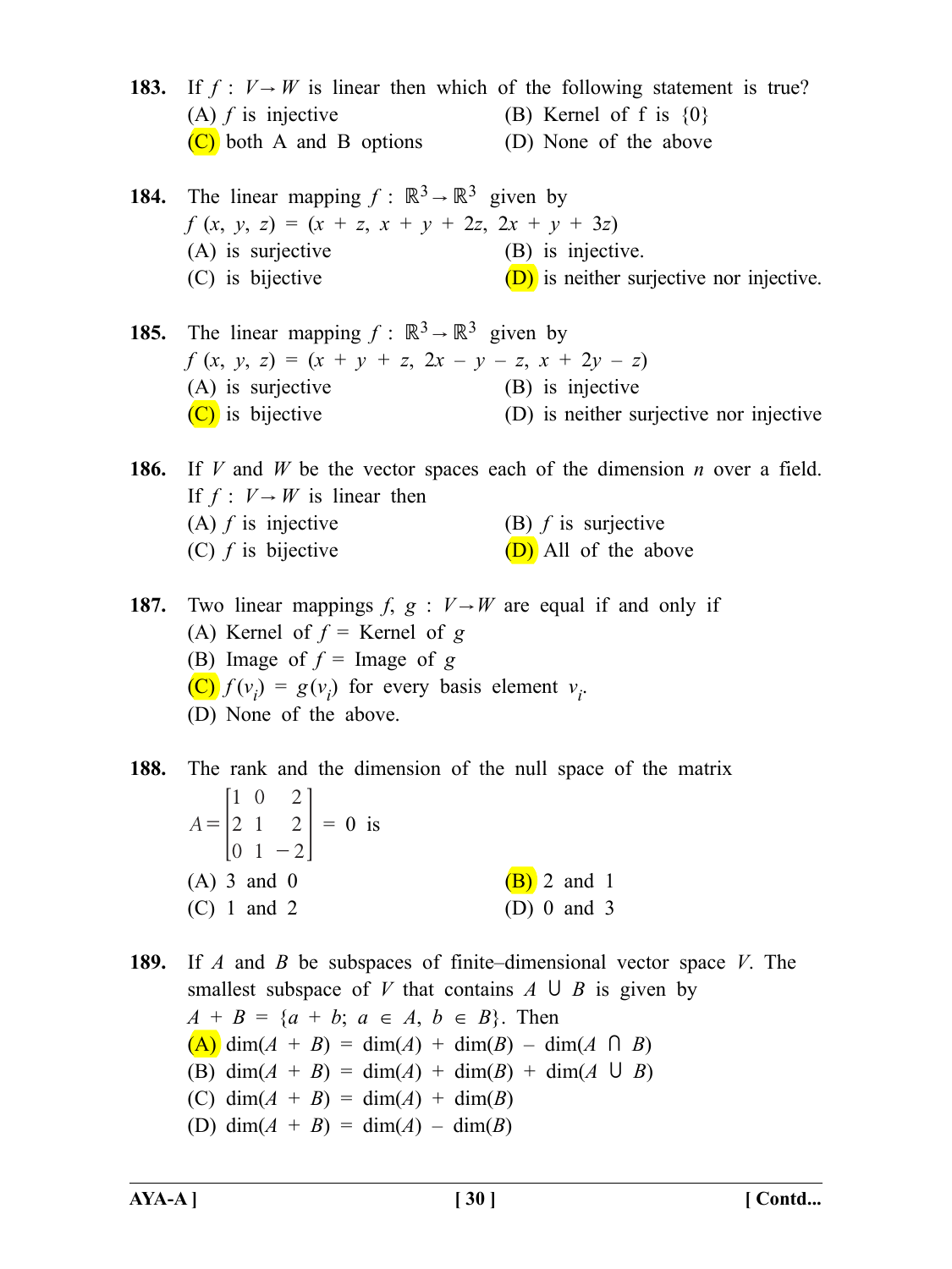**183.** If $f : V \to W$ is linear then which of the following statement is true?

(A) $f$ is injective

(B) Kernel of f is $\{0\}$

(C) both A and B options

(D) None of the above

**184.** The linear mapping $f : \mathbb{R}^3 \to \mathbb{R}^3$ given by $f(x, y, z) = (x + z, x + y + 2z, 2x + y + 3z)$

(A) is surjective

(B) is injective.

(C) is bijective

(D) is neither surjective nor injective.

**185.** The linear mapping $f : \mathbb{R}^3 \to \mathbb{R}^3$ given by $f(x, y, z) = (x + y + z, 2x - y - z, x + 2y - z)$

(A) is surjective

(B) is injective

(C) is bijective

(D) is neither surjective nor injective

**186.** If $V$ and $W$ be the vector spaces each of the dimension $n$ over a field. If $f : V \to W$ is linear then

(A) $f$ is injective

(B) $f$ is surjective

(C) $f$ is bijective

(D) All of the above

**187.** Two linear mappings $f, g : V \to W$ are equal if and only if

(A) Kernel of $f$ = Kernel of $g$

(B) Image of $f$ = Image of $g$

(C) $f(v_i) = g(v_i)$ for every basis element $v_i$.

(D) None of the above.

**188.** The rank and the dimension of the null space of the matrix

$$A = \begin{bmatrix} 1 & 0 & 2 \\ 2 & 1 & 2 \\ 0 & 1 & -2 \end{bmatrix} = 0 \text{ is}$$

(A) 3 and 0

(B) 2 and 1

(C) 1 and 2

(D) 0 and 3

**189.** If $A$ and $B$ be subspaces of finite–dimensional vector space $V$. The smallest subspace of $V$ that contains $A \cup B$ is given by $A + B = \{a + b;\ a \in A,\ b \in B\}$. Then

(A) $\dim(A + B) = \dim(A) + \dim(B) - \dim(A \cap B)$

(B) $\dim(A + B) = \dim(A) + \dim(B) + \dim(A \cup B)$

(C) $\dim(A + B) = \dim(A) + \dim(B)$

(D) $\dim(A + B) = \dim(A) - \dim(B)$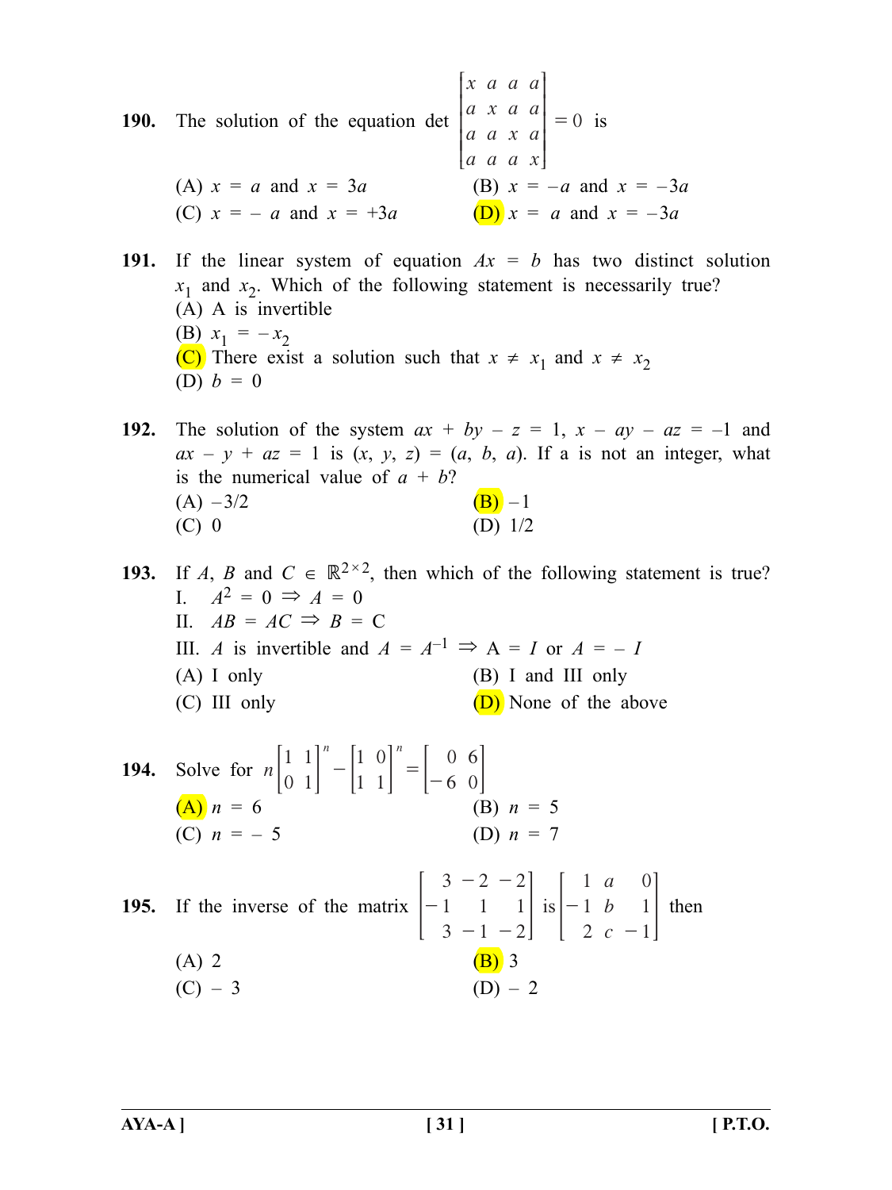**190.** The solution of the equation det $\begin{bmatrix} x & a & a & a \\ a & x & a & a \\ a & a & x & a \\ a & a & a & x \end{bmatrix} = 0$ is

(A) $x = a$ and $x = 3a$ (B) $x = -a$ and $x = -3a$

(C) $x = -a$ and $x = +3a$ (D) $x = a$ and $x = -3a$

**191.** If the linear system of equation $Ax = b$ has two distinct solution $x_1$ and $x_2$. Which of the following statement is necessarily true?

(A) A is invertible

(B) $x_1 = -x_2$

(C) There exist a solution such that $x \neq x_1$ and $x \neq x_2$

(D) $b = 0$

**192.** The solution of the system $ax + by - z = 1$, $x - ay - az = -1$ and $ax - y + az = 1$ is $(x, y, z) = (a, b, a)$. If a is not an integer, what is the numerical value of $a + b$?

(A) $-3/2$ (B) $-1$

(C) 0 (D) $1/2$

**193.** If $A$, $B$ and $C \in \mathbb{R}^{2 \times 2}$, then which of the following statement is true?

I. $A^2 = 0 \Rightarrow A = 0$

II. $AB = AC \Rightarrow B = C$

III. $A$ is invertible and $A = A^{-1} \Rightarrow A = I$ or $A = -I$

(A) I only (B) I and III only

(C) III only (D) None of the above

**194.** Solve for $n$ $\begin{bmatrix} 1 & 1 \\ 0 & 1 \end{bmatrix}^n - \begin{bmatrix} 1 & 0 \\ 1 & 1 \end{bmatrix}^n = \begin{bmatrix} 0 & 6 \\ -6 & 0 \end{bmatrix}$

(A) $n = 6$ (B) $n = 5$

(C) $n = -5$ (D) $n = 7$

**195.** If the inverse of the matrix $\begin{bmatrix} 3 & -2 & -2 \\ -1 & 1 & 1 \\ 3 & -1 & -2 \end{bmatrix}$ is $\begin{bmatrix} 1 & a & 0 \\ -1 & b & 1 \\ 2 & c & -1 \end{bmatrix}$ then

(A) 2 (B) 3

(C) $-3$ (D) $-2$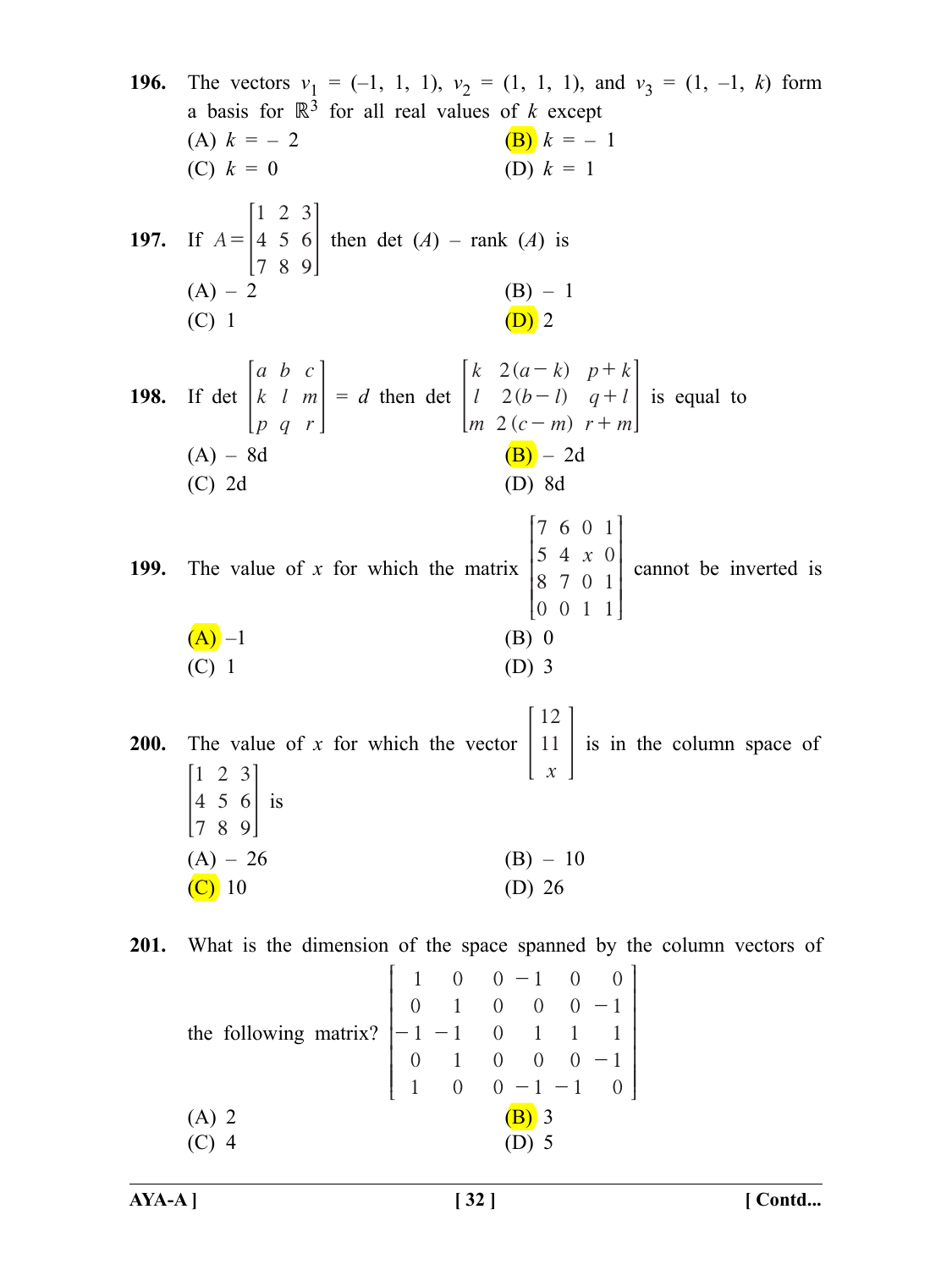**196.** The vectors $v_1 = (-1, 1, 1)$, $v_2 = (1, 1, 1)$, and $v_3 = (1, -1, k)$ form a basis for $\mathbb{R}^3$ for all real values of $k$ except

(A) $k = -2$

(B) $k = -1$

(C) $k = 0$

(D) $k = 1$

**197.** If $A = \begin{bmatrix} 1 & 2 & 3 \\ 4 & 5 & 6 \\ 7 & 8 & 9 \end{bmatrix}$ then det $(A)$ – rank $(A)$ is

(A) – 2

(B) – 1

(C) 1

(D) 2

**198.** If $\det \begin{bmatrix} a & b & c \\ k & l & m \\ p & q & r \end{bmatrix} = d$ then $\det \begin{bmatrix} k & 2(a-k) & p+k \\ l & 2(b-l) & q+l \\ m & 2(c-m) & r+m \end{bmatrix}$ is equal to

(A) – 8d

(B) – 2d

(C) 2d

(D) 8d

**199.** The value of $x$ for which the matrix $\begin{bmatrix} 7 & 6 & 0 & 1 \\ 5 & 4 & x & 0 \\ 8 & 7 & 0 & 1 \\ 0 & 0 & 1 & 1 \end{bmatrix}$ cannot be inverted is

(A) –1

(B) 0

(C) 1

(D) 3

**200.** The value of $x$ for which the vector $\begin{bmatrix} 12 \\ 11 \\ x \end{bmatrix}$ is in the column space of $\begin{bmatrix} 1 & 2 & 3 \\ 4 & 5 & 6 \\ 7 & 8 & 9 \end{bmatrix}$ is

(A) – 26

(B) – 10

(C) 10

(D) 26

**201.** What is the dimension of the space spanned by the column vectors of the following matrix? $\begin{bmatrix} 1 & 0 & 0 & -1 & 0 & 0 \\ 0 & 1 & 0 & 0 & 0 & -1 \\ -1 & -1 & 0 & 1 & 1 & 1 \\ 0 & 1 & 0 & 0 & 0 & -1 \\ 1 & 0 & 0 & -1 & -1 & 0 \end{bmatrix}$

(A) 2

(B) 3

(C) 4

(D) 5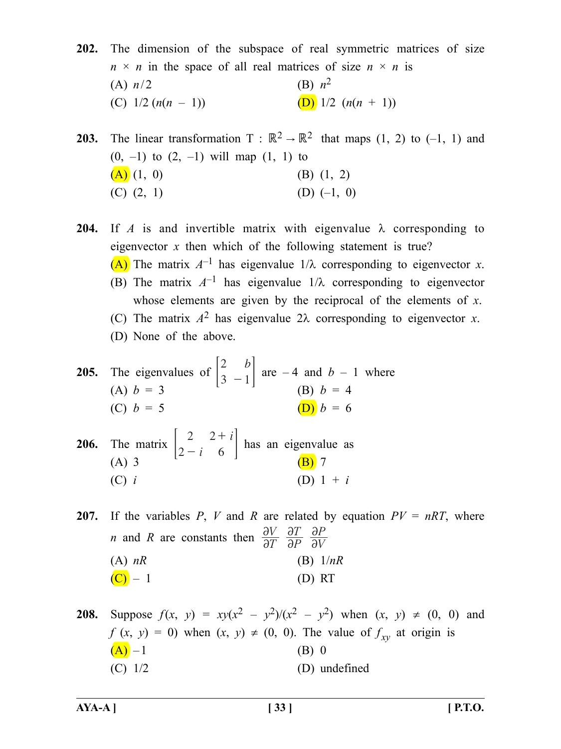**202.** The dimension of the subspace of real symmetric matrices of size $n \times n$ in the space of all real matrices of size $n \times n$ is

(A) $n/2$ (B) $n^2$

(C) $1/2\,(n(n-1))$ (D) $1/2\,(n(n+1))$

**203.** The linear transformation $T : \mathbb{R}^2 \to \mathbb{R}^2$ that maps (1, 2) to (–1, 1) and (0, –1) to (2, –1) will map (1, 1) to

(A) (1, 0) (B) (1, 2)

(C) (2, 1) (D) (–1, 0)

**204.** If $A$ is and invertible matrix with eigenvalue $\lambda$ corresponding to eigenvector $x$ then which of the following statement is true?

(A) The matrix $A^{-1}$ has eigenvalue $1/\lambda$ corresponding to eigenvector $x$.

(B) The matrix $A^{-1}$ has eigenvalue $1/\lambda$ corresponding to eigenvector whose elements are given by the reciprocal of the elements of $x$.

(C) The matrix $A^2$ has eigenvalue $2\lambda$ corresponding to eigenvector $x$.

(D) None of the above.

**205.** The eigenvalues of $\begin{bmatrix} 2 & b \\ 3 & -1 \end{bmatrix}$ are $-4$ and $b - 1$ where

(A) $b = 3$ (B) $b = 4$

(C) $b = 5$ (D) $b = 6$

**206.** The matrix $\begin{bmatrix} 2 & 2+i \\ 2-i & 6 \end{bmatrix}$ has an eigenvalue as

(A) 3 (B) 7

(C) $i$ (D) $1 + i$

**207.** If the variables $P$, $V$ and $R$ are related by equation $PV = nRT$, where $n$ and $R$ are constants then $\frac{\partial V}{\partial T}\,\frac{\partial T}{\partial P}\,\frac{\partial P}{\partial V}$

(A) $nR$ (B) $1/nR$

(C) $-1$ (D) RT

**208.** Suppose $f(x, y) = xy(x^2 - y^2)/(x^2 - y^2)$ when $(x, y) \neq (0, 0)$ and $f(x, y) = 0)$ when $(x, y) \neq (0, 0)$. The value of $f_{xy}$ at origin is

(A) $-1$ (B) 0

(C) 1/2 (D) undefined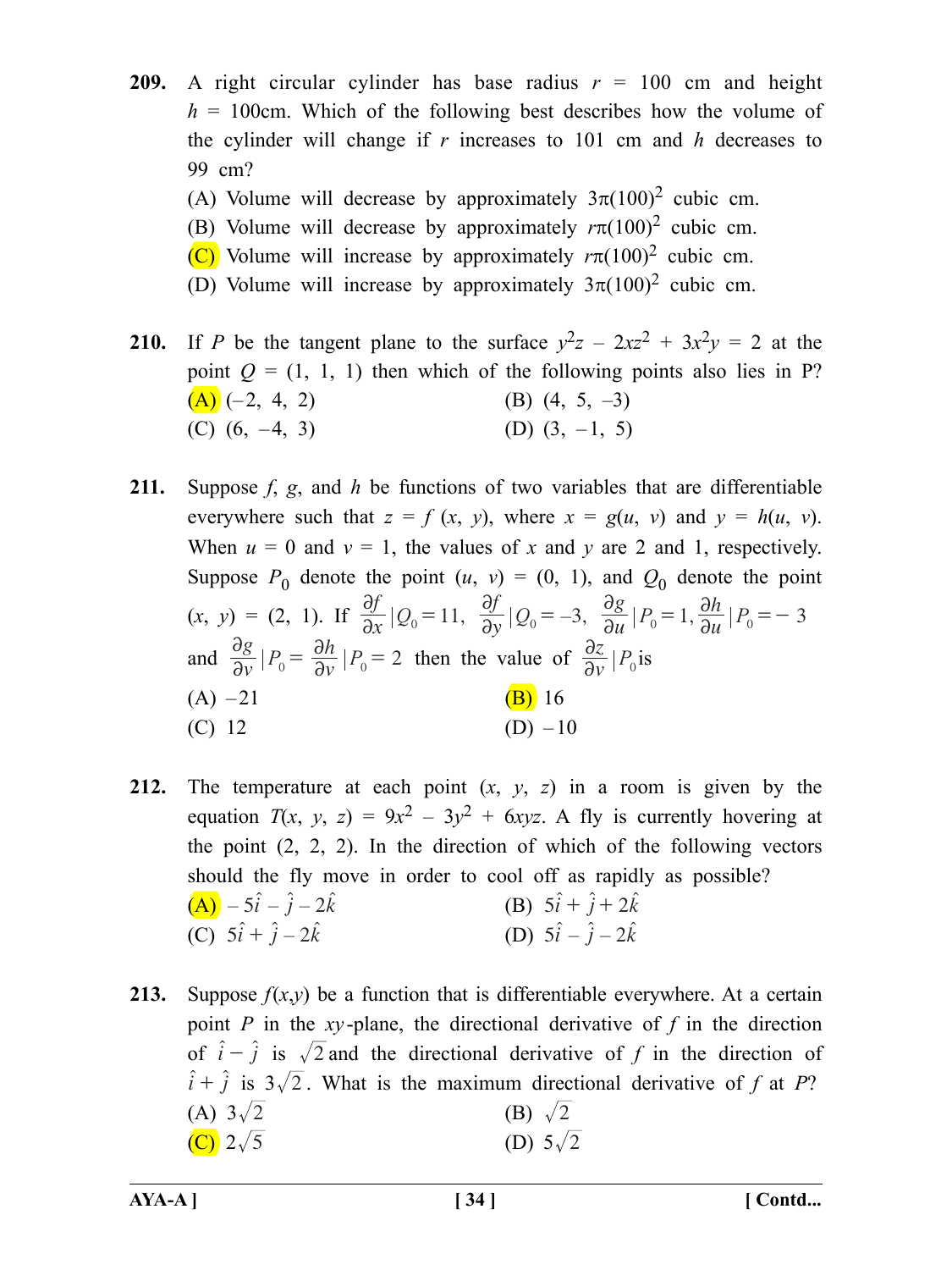**209.** A right circular cylinder has base radius $r$ = 100 cm and height $h$ = 100cm. Which of the following best describes how the volume of the cylinder will change if $r$ increases to 101 cm and $h$ decreases to 99 cm?

(A) Volume will decrease by approximately $3\pi(100)^2$ cubic cm.

(B) Volume will decrease by approximately $r\pi(100)^2$ cubic cm.

(C) Volume will increase by approximately $r\pi(100)^2$ cubic cm.

(D) Volume will increase by approximately $3\pi(100)^2$ cubic cm.

**210.** If $P$ be the tangent plane to the surface $y^2z - 2xz^2 + 3x^2y = 2$ at the point $Q$ = (1, 1, 1) then which of the following points also lies in P?

(A) (–2, 4, 2) (B) (4, 5, –3)

(C) (6, –4, 3) (D) (3, –1, 5)

**211.** Suppose $f$, $g$, and $h$ be functions of two variables that are differentiable everywhere such that $z = f(x, y)$, where $x = g(u, v)$ and $y = h(u, v)$. When $u$ = 0 and $v$ = 1, the values of $x$ and $y$ are 2 and 1, respectively. Suppose $P_0$ denote the point $(u, v)$ = (0, 1), and $Q_0$ denote the point $(x, y)$ = (2, 1). If $\frac{\partial f}{\partial x}|Q_0 = 11$, $\frac{\partial f}{\partial y}|Q_0 = -3$, $\frac{\partial g}{\partial u}|P_0 = 1$, $\frac{\partial h}{\partial u}|P_0 = -3$ and $\frac{\partial g}{\partial v}|P_0 = \frac{\partial h}{\partial v}|P_0 = 2$ then the value of $\frac{\partial z}{\partial v}|P_0$ is

(A) –21 (B) 16

(C) 12 (D) –10

**212.** The temperature at each point $(x, y, z)$ in a room is given by the equation $T(x, y, z) = 9x^2 - 3y^2 + 6xyz$. A fly is currently hovering at the point (2, 2, 2). In the direction of which of the following vectors should the fly move in order to cool off as rapidly as possible?

(A) $-5\hat{i} - \hat{j} - 2\hat{k}$ (B) $5\hat{i} + \hat{j} + 2\hat{k}$

(C) $5\hat{i} + \hat{j} - 2\hat{k}$ (D) $5\hat{i} - \hat{j} - 2\hat{k}$

**213.** Suppose $f(x,y)$ be a function that is differentiable everywhere. At a certain point $P$ in the $xy$-plane, the directional derivative of $f$ in the direction of $\hat{i} - \hat{j}$ is $\sqrt{2}$ and the directional derivative of $f$ in the direction of $\hat{i} + \hat{j}$ is $3\sqrt{2}$. What is the maximum directional derivative of $f$ at $P$?

(A) $3\sqrt{2}$ (B) $\sqrt{2}$

(C) $2\sqrt{5}$ (D) $5\sqrt{2}$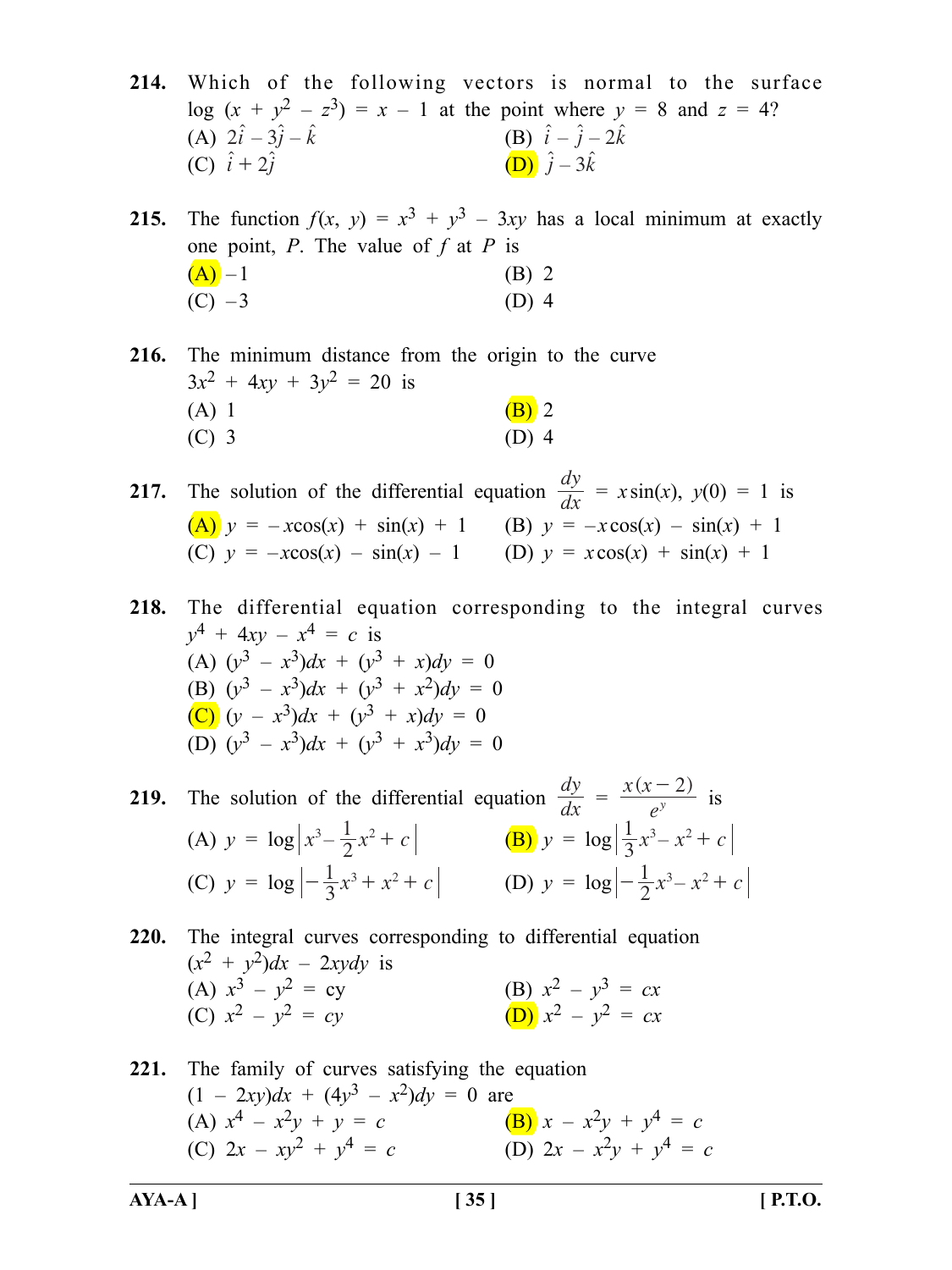**214.** Which of the following vectors is normal to the surface $\log(x + y^2 - z^3) = x - 1$ at the point where $y = 8$ and $z = 4$?

(A) $2\hat{i} - 3\hat{j} - \hat{k}$ (B) $\hat{i} - \hat{j} - 2\hat{k}$

(C) $\hat{i} + 2\hat{j}$ (D) $\hat{j} - 3\hat{k}$

**215.** The function $f(x, y) = x^3 + y^3 - 3xy$ has a local minimum at exactly one point, $P$. The value of $f$ at $P$ is

(A) $-1$ (B) 2

(C) $-3$ (D) 4

**216.** The minimum distance from the origin to the curve $3x^2 + 4xy + 3y^2 = 20$ is

(A) 1 (B) 2

(C) 3 (D) 4

**217.** The solution of the differential equation $\frac{dy}{dx} = x\sin(x)$, $y(0) = 1$ is

(A) $y = -x\cos(x) + \sin(x) + 1$ (B) $y = -x\cos(x) - \sin(x) + 1$

(C) $y = -x\cos(x) - \sin(x) - 1$ (D) $y = x\cos(x) + \sin(x) + 1$

**218.** The differential equation corresponding to the integral curves $y^4 + 4xy - x^4 = c$ is

(A) $(y^3 - x^3)dx + (y^3 + x)dy = 0$

(B) $(y^3 - x^3)dx + (y^3 + x^2)dy = 0$

(C) $(y - x^3)dx + (y^3 + x)dy = 0$

(D) $(y^3 - x^3)dx + (y^3 + x^3)dy = 0$

**219.** The solution of the differential equation $\frac{dy}{dx} = \frac{x(x-2)}{e^y}$ is

(A) $y = \log\left|x^3 - \frac{1}{2}x^2 + c\right|$ (B) $y = \log\left|\frac{1}{3}x^3 - x^2 + c\right|$

(C) $y = \log\left|-\frac{1}{3}x^3 + x^2 + c\right|$ (D) $y = \log\left|-\frac{1}{2}x^3 - x^2 + c\right|$

**220.** The integral curves corresponding to differential equation $(x^2 + y^2)dx - 2xydy$ is

(A) $x^3 - y^2 = cy$ (B) $x^2 - y^3 = cx$

(C) $x^2 - y^2 = cy$ (D) $x^2 - y^2 = cx$

**221.** The family of curves satisfying the equation $(1 - 2xy)dx + (4y^3 - x^2)dy = 0$ are

(A) $x^4 - x^2y + y = c$ (B) $x - x^2y + y^4 = c$

(C) $2x - xy^2 + y^4 = c$ (D) $2x - x^2y + y^4 = c$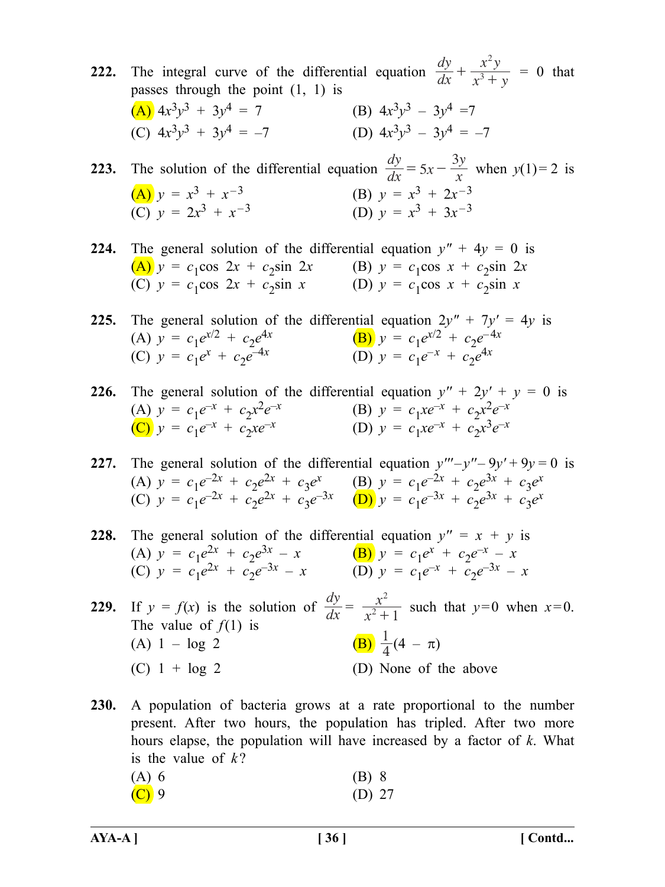**222.** The integral curve of the differential equation $\frac{dy}{dx} + \frac{x^2 y}{x^3 + y} = 0$ that passes through the point (1, 1) is

(A) $4x^3y^3 + 3y^4 = 7$

(B) $4x^3y^3 - 3y^4 = 7$

(C) $4x^3y^3 + 3y^4 = -7$

(D) $4x^3y^3 - 3y^4 = -7$

**223.** The solution of the differential equation $\frac{dy}{dx} = 5x - \frac{3y}{x}$ when $y(1) = 2$ is

(A) $y = x^3 + x^{-3}$

(B) $y = x^3 + 2x^{-3}$

(C) $y = 2x^3 + x^{-3}$

(D) $y = x^3 + 3x^{-3}$

**224.** The general solution of the differential equation $y'' + 4y = 0$ is

(A) $y = c_1\cos 2x + c_2\sin 2x$

(B) $y = c_1\cos x + c_2\sin 2x$

(C) $y = c_1\cos 2x + c_2\sin x$

(D) $y = c_1\cos x + c_2\sin x$

**225.** The general solution of the differential equation $2y'' + 7y' = 4y$ is

(A) $y = c_1e^{x/2} + c_2e^{4x}$

(B) $y = c_1e^{x/2} + c_2e^{-4x}$

(C) $y = c_1e^{x} + c_2e^{-4x}$

(D) $y = c_1e^{-x} + c_2e^{4x}$

**226.** The general solution of the differential equation $y'' + 2y' + y = 0$ is

(A) $y = c_1e^{-x} + c_2x^2e^{-x}$

(B) $y = c_1xe^{-x} + c_2x^2e^{-x}$

(C) $y = c_1e^{-x} + c_2xe^{-x}$

(D) $y = c_1xe^{-x} + c_2x^3e^{-x}$

**227.** The general solution of the differential equation $y''' - y'' - 9y' + 9y = 0$ is

(A) $y = c_1e^{-2x} + c_2e^{2x} + c_3e^{x}$

(B) $y = c_1e^{-2x} + c_2e^{3x} + c_3e^{x}$

(C) $y = c_1e^{-2x} + c_2e^{2x} + c_3e^{-3x}$

(D) $y = c_1e^{-3x} + c_2e^{3x} + c_3e^{x}$

**228.** The general solution of the differential equation $y'' = x + y$ is

(A) $y = c_1e^{2x} + c_2e^{3x} - x$

(B) $y = c_1e^{x} + c_2e^{-x} - x$

(C) $y = c_1e^{2x} + c_2e^{-3x} - x$

(D) $y = c_1e^{-x} + c_2e^{-3x} - x$

**229.** If $y = f(x)$ is the solution of $\frac{dy}{dx} = \frac{x^2}{x^2 + 1}$ such that $y = 0$ when $x = 0$. The value of $f(1)$ is

(A) $1 - \log 2$

(B) $\frac{1}{4}(4 - \pi)$

(C) $1 + \log 2$

(D) None of the above

**230.** A population of bacteria grows at a rate proportional to the number present. After two hours, the population has tripled. After two more hours elapse, the population will have increased by a factor of $k$. What is the value of $k$?

(A) 6

(B) 8

(C) 9

(D) 27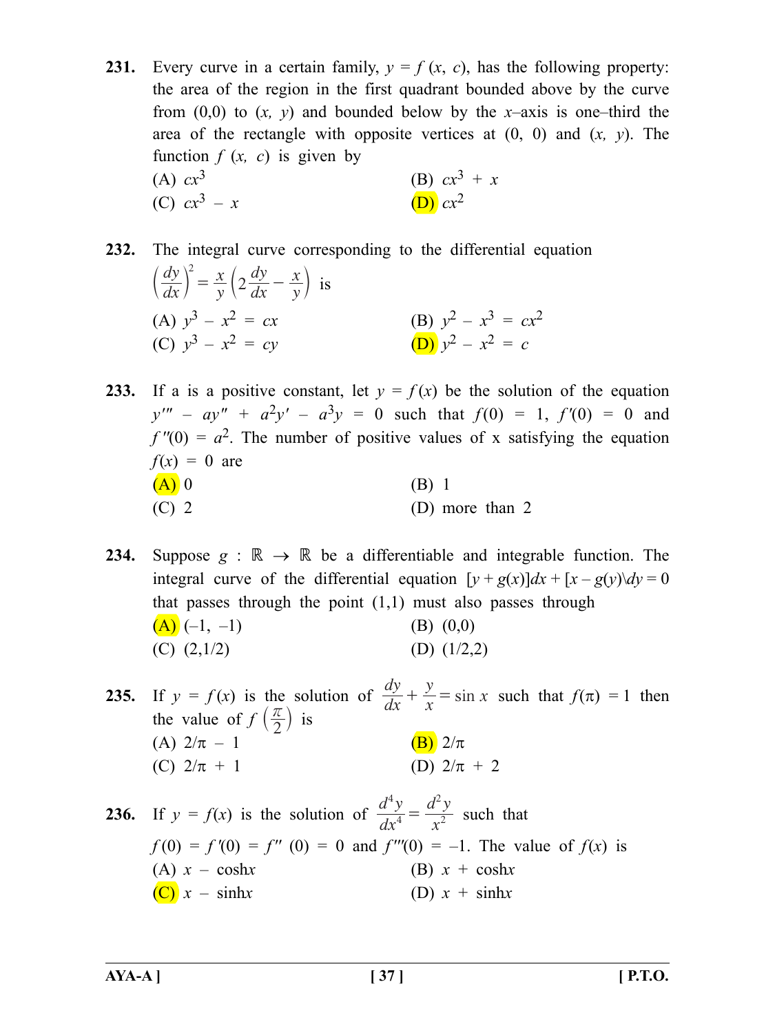**231.** Every curve in a certain family, $y = f(x, c)$, has the following property: the area of the region in the first quadrant bounded above by the curve from (0,0) to $(x, y)$ and bounded below by the $x$–axis is one–third the area of the rectangle with opposite vertices at (0, 0) and $(x, y)$. The function $f(x, c)$ is given by

(A) $cx^3$ (B) $cx^3 + x$

(C) $cx^3 - x$ (D) $cx^2$

**232.** The integral curve corresponding to the differential equation $\left(\frac{dy}{dx}\right)^2 = \frac{x}{y}\left(2\frac{dy}{dx} - \frac{x}{y}\right)$ is

(A) $y^3 - x^2 = cx$ (B) $y^2 - x^3 = cx^2$

(C) $y^3 - x^2 = cy$ (D) $y^2 - x^2 = c$

**233.** If a is a positive constant, let $y = f(x)$ be the solution of the equation $y''' - ay'' + a^2y' - a^3y = 0$ such that $f(0) = 1$, $f'(0) = 0$ and $f''(0) = a^2$. The number of positive values of x satisfying the equation $f(x) = 0$ are

(A) 0 (B) 1

(C) 2 (D) more than 2

**234.** Suppose $g : \mathbb{R} \to \mathbb{R}$ be a differentiable and integrable function. The integral curve of the differential equation $[y + g(x)]dx + [x - g(y)\backslash dy = 0$ that passes through the point (1,1) must also passes through

(A) (–1, –1) (B) (0,0)

(C) (2,1/2) (D) (1/2,2)

**235.** If $y = f(x)$ is the solution of $\frac{dy}{dx} + \frac{y}{x} = \sin x$ such that $f(\pi) = 1$ then the value of $f\left(\frac{\pi}{2}\right)$ is

(A) $2/\pi - 1$ (B) $2/\pi$

(C) $2/\pi + 1$ (D) $2/\pi + 2$

**236.** If $y = f(x)$ is the solution of $\frac{d^4y}{dx^4} = \frac{d^2y}{x^2}$ such that $f(0) = f'(0) = f''(0) = 0$ and $f'''(0) = -1$. The value of $f(x)$ is

(A) $x - \cosh x$ (B) $x + \cosh x$

(C) $x - \sinh x$ (D) $x + \sinh x$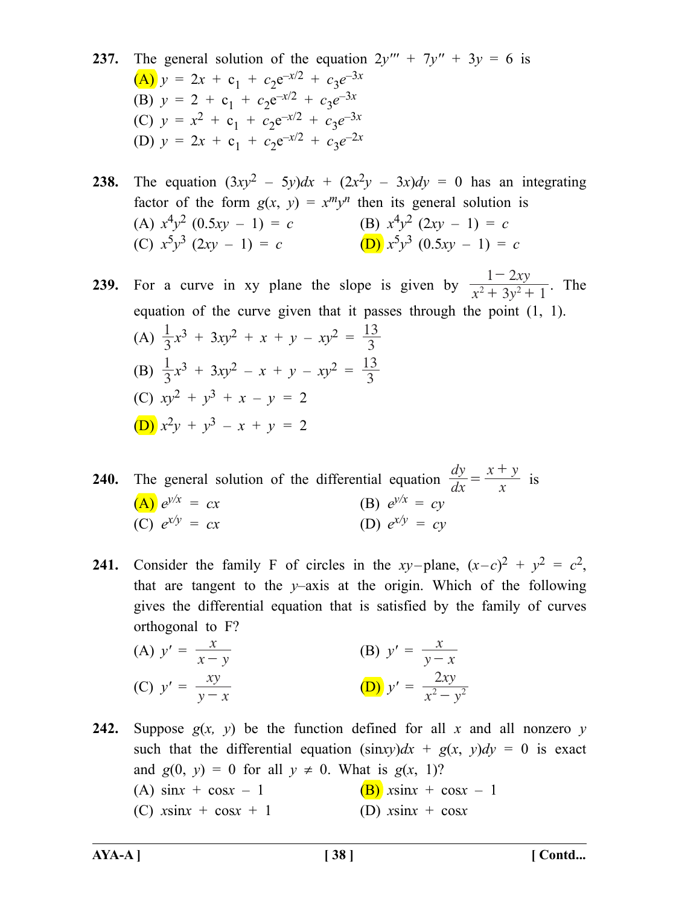**237.** The general solution of the equation $2y''' + 7y'' + 3y = 6$ is

(A) $y = 2x + c_1 + c_2e^{-x/2} + c_3e^{-3x}$

(B) $y = 2 + c_1 + c_2e^{-x/2} + c_3e^{-3x}$

(C) $y = x^2 + c_1 + c_2e^{-x/2} + c_3e^{-3x}$

(D) $y = 2x + c_1 + c_2e^{-x/2} + c_3e^{-2x}$

**238.** The equation $(3xy^2 - 5y)dx + (2x^2y - 3x)dy = 0$ has an integrating factor of the form $g(x, y) = x^my^n$ then its general solution is

(A) $x^4y^2\,(0.5xy - 1) = c$

(B) $x^4y^2\,(2xy - 1) = c$

(C) $x^5y^3\,(2xy - 1) = c$

(D) $x^5y^3\,(0.5xy - 1) = c$

**239.** For a curve in xy plane the slope is given by $\dfrac{1-2xy}{x^2+3y^2+1}$. The equation of the curve given that it passes through the point (1, 1).

(A) $\frac{1}{3}x^3 + 3xy^2 + x + y - xy^2 = \frac{13}{3}$

(B) $\frac{1}{3}x^3 + 3xy^2 - x + y - xy^2 = \frac{13}{3}$

(C) $xy^2 + y^3 + x - y = 2$

(D) $x^2y + y^3 - x + y = 2$

**240.** The general solution of the differential equation $\dfrac{dy}{dx} = \dfrac{x+y}{x}$ is

(A) $e^{y/x} = cx$

(B) $e^{y/x} = cy$

(C) $e^{x/y} = cx$

(D) $e^{x/y} = cy$

**241.** Consider the family F of circles in the $xy$–plane, $(x-c)^2 + y^2 = c^2$, that are tangent to the $y$–axis at the origin. Which of the following gives the differential equation that is satisfied by the family of curves orthogonal to F?

(A) $y' = \dfrac{x}{x-y}$

(B) $y' = \dfrac{x}{y-x}$

(C) $y' = \dfrac{xy}{y-x}$

(D) $y' = \dfrac{2xy}{x^2-y^2}$

**242.** Suppose $g(x, y)$ be the function defined for all $x$ and all nonzero $y$ such that the differential equation $(\sin xy)dx + g(x, y)dy = 0$ is exact and $g(0, y) = 0$ for all $y \neq 0$. What is $g(x, 1)$?

(A) $\sin x + \cos x - 1$

(B) $x\sin x + \cos x - 1$

(C) $x\sin x + \cos x + 1$

(D) $x\sin x + \cos x$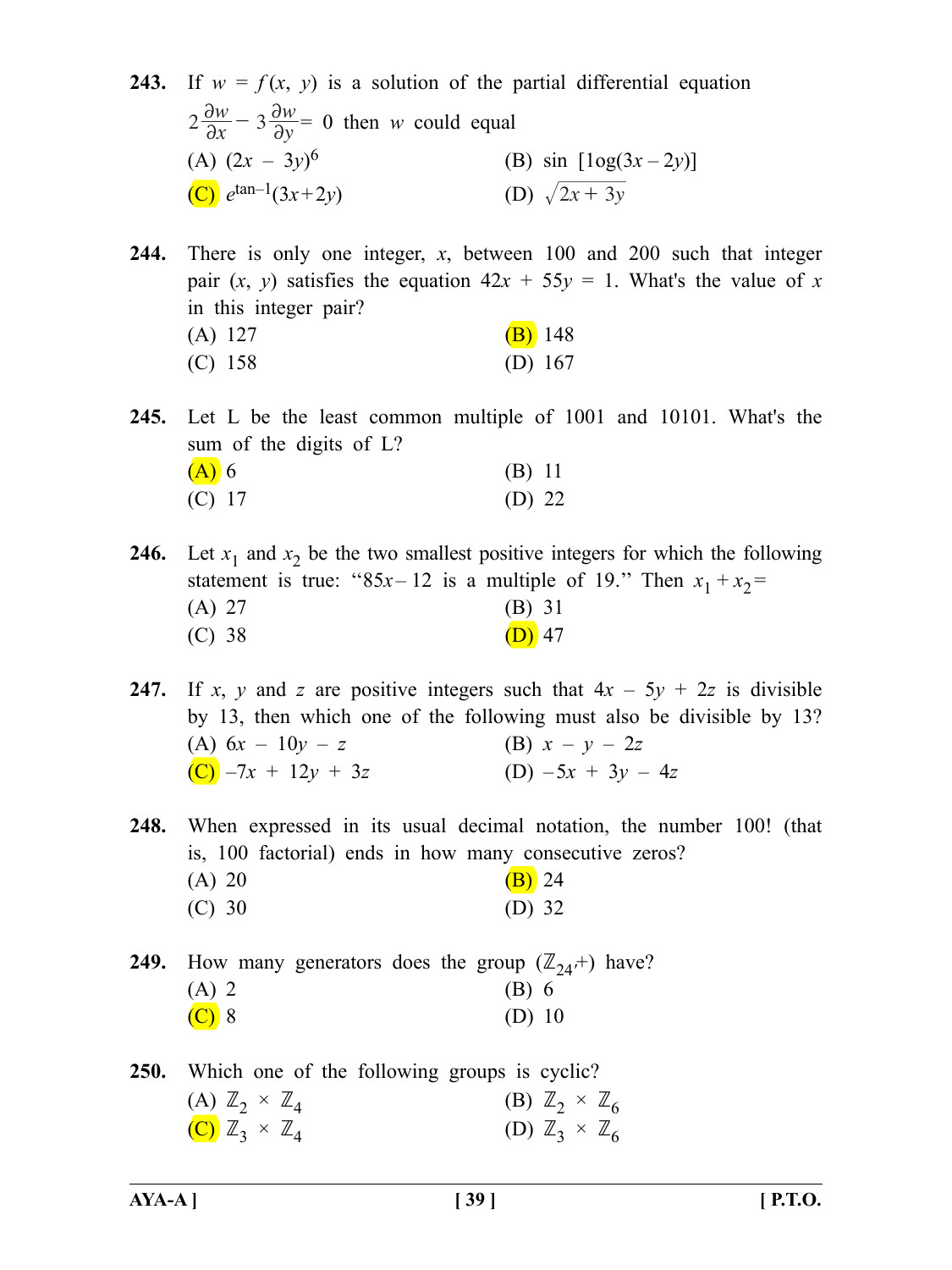**243.** If $w = f(x, y)$ is a solution of the partial differential equation $2\frac{\partial w}{\partial x} - 3\frac{\partial w}{\partial y} = 0$ then $w$ could equal

(A) $(2x - 3y)^6$ (B) $\sin [1\text{og}(3x - 2y)]$

(C) $e^{\tan^{-1}(3x+2y)}$ (D) $\sqrt{2x + 3y}$

**244.** There is only one integer, $x$, between 100 and 200 such that integer pair $(x, y)$ satisfies the equation $42x + 55y = 1$. What's the value of $x$ in this integer pair?

(A) 127 (B) 148

(C) 158 (D) 167

**245.** Let L be the least common multiple of 1001 and 10101. What's the sum of the digits of L?

(A) 6 (B) 11

(C) 17 (D) 22

**246.** Let $x_1$ and $x_2$ be the two smallest positive integers for which the following statement is true: "$85x - 12$ is a multiple of 19." Then $x_1 + x_2 =$

(A) 27 (B) 31

(C) 38 (D) 47

**247.** If $x$, $y$ and $z$ are positive integers such that $4x - 5y + 2z$ is divisible by 13, then which one of the following must also be divisible by 13?

(A) $6x - 10y - z$ (B) $x - y - 2z$

(C) $-7x + 12y + 3z$ (D) $-5x + 3y - 4z$

**248.** When expressed in its usual decimal notation, the number 100! (that is, 100 factorial) ends in how many consecutive zeros?

(A) 20 (B) 24

(C) 30 (D) 32

**249.** How many generators does the group $(\mathbb{Z}_{24}, +)$ have?

(A) 2 (B) 6

(C) 8 (D) 10

**250.** Which one of the following groups is cyclic?

(A) $\mathbb{Z}_2 \times \mathbb{Z}_4$ (B) $\mathbb{Z}_2 \times \mathbb{Z}_6$

(C) $\mathbb{Z}_3 \times \mathbb{Z}_4$ (D) $\mathbb{Z}_3 \times \mathbb{Z}_6$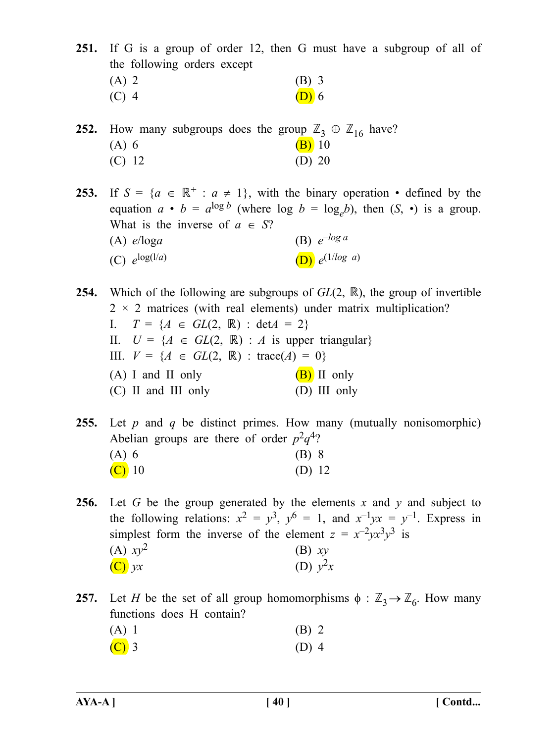**251.** If G is a group of order 12, then G must have a subgroup of all of the following orders except

(A) 2
(B) 3
(C) 4
(D) 6

**252.** How many subgroups does the group $\mathbb{Z}_3 \oplus \mathbb{Z}_{16}$ have?

(A) 6
(B) 10
(C) 12
(D) 20

**253.** If $S = \{a \in \mathbb{R}^+ : a \neq 1\}$, with the binary operation • defined by the equation $a \bullet b = a^{\log b}$ (where $\log b = \log_e b$), then $(S, \bullet)$ is a group. What is the inverse of $a \in S$?

(A) $e/\log a$
(B) $e^{-\log a}$
(C) $e^{\log(1/a)}$
(D) $e^{(1/\log\ a)}$

**254.** Which of the following are subgroups of $GL(2, \mathbb{R})$, the group of invertible $2 \times 2$ matrices (with real elements) under matrix multiplication?

I. $T = \{A \in GL(2, \mathbb{R}) : \det A = 2\}$

II. $U = \{A \in GL(2, \mathbb{R}) : A \text{ is upper triangular}\}$

III. $V = \{A \in GL(2, \mathbb{R}) : \text{trace}(A) = 0\}$

(A) I and II only
(B) II only
(C) II and III only
(D) III only

**255.** Let $p$ and $q$ be distinct primes. How many (mutually nonisomorphic) Abelian groups are there of order $p^2q^4$?

(A) 6
(B) 8
(C) 10
(D) 12

**256.** Let $G$ be the group generated by the elements $x$ and $y$ and subject to the following relations: $x^2 = y^3$, $y^6 = 1$, and $x^{-1}yx = y^{-1}$. Express in simplest form the inverse of the element $z = x^{-2}yx^3y^3$ is

(A) $xy^2$
(B) $xy$
(C) $yx$
(D) $y^2x$

**257.** Let $H$ be the set of all group homomorphisms $\phi : \mathbb{Z}_3 \rightarrow \mathbb{Z}_6$. How many functions does H contain?

(A) 1
(B) 2
(C) 3
(D) 4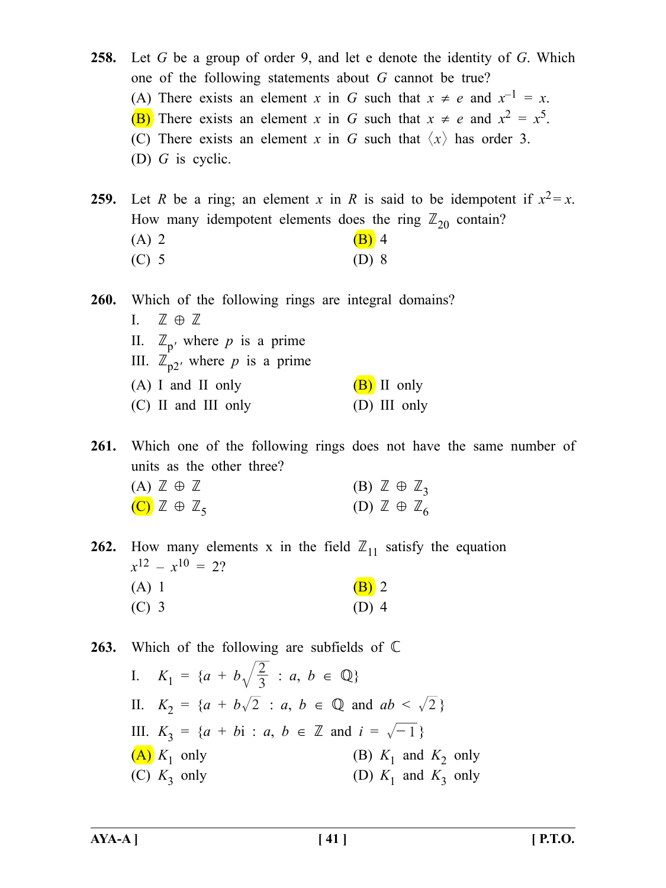**258.** Let $G$ be a group of order 9, and let e denote the identity of $G$. Which one of the following statements about $G$ cannot be true?

(A) There exists an element $x$ in $G$ such that $x \neq e$ and $x^{-1} = x$.

(B) There exists an element $x$ in $G$ such that $x \neq e$ and $x^2 = x^5$.

(C) There exists an element $x$ in $G$ such that $\langle x \rangle$ has order 3.

(D) $G$ is cyclic.

**259.** Let $R$ be a ring; an element $x$ in $R$ is said to be idempotent if $x^2 = x$. How many idempotent elements does the ring $\mathbb{Z}_{20}$ contain?

(A) 2

(B) 4

(C) 5

(D) 8

**260.** Which of the following rings are integral domains?

I. $\mathbb{Z} \oplus \mathbb{Z}$

II. $\mathbb{Z}_p$, where $p$ is a prime

III. $\mathbb{Z}_{p^2}$, where $p$ is a prime

(A) I and II only

(B) II only

(C) II and III only

(D) III only

**261.** Which one of the following rings does not have the same number of units as the other three?

(A) $\mathbb{Z} \oplus \mathbb{Z}$

(B) $\mathbb{Z} \oplus \mathbb{Z}_3$

(C) $\mathbb{Z} \oplus \mathbb{Z}_5$

(D) $\mathbb{Z} \oplus \mathbb{Z}_6$

**262.** How many elements x in the field $\mathbb{Z}_{11}$ satisfy the equation $x^{12} - x^{10} = 2$?

(A) 1

(B) 2

(C) 3

(D) 4

**263.** Which of the following are subfields of $\mathbb{C}$

I. $K_1 = \{a + b\sqrt{\frac{2}{3}} : a, b \in \mathbb{Q}\}$

II. $K_2 = \{a + b\sqrt{2} : a, b \in \mathbb{Q} \text{ and } ab < \sqrt{2}\}$

III. $K_3 = \{a + bi : a, b \in \mathbb{Z} \text{ and } i = \sqrt{-1}\}$

(A) $K_1$ only

(B) $K_1$ and $K_2$ only

(C) $K_3$ only

(D) $K_1$ and $K_3$ only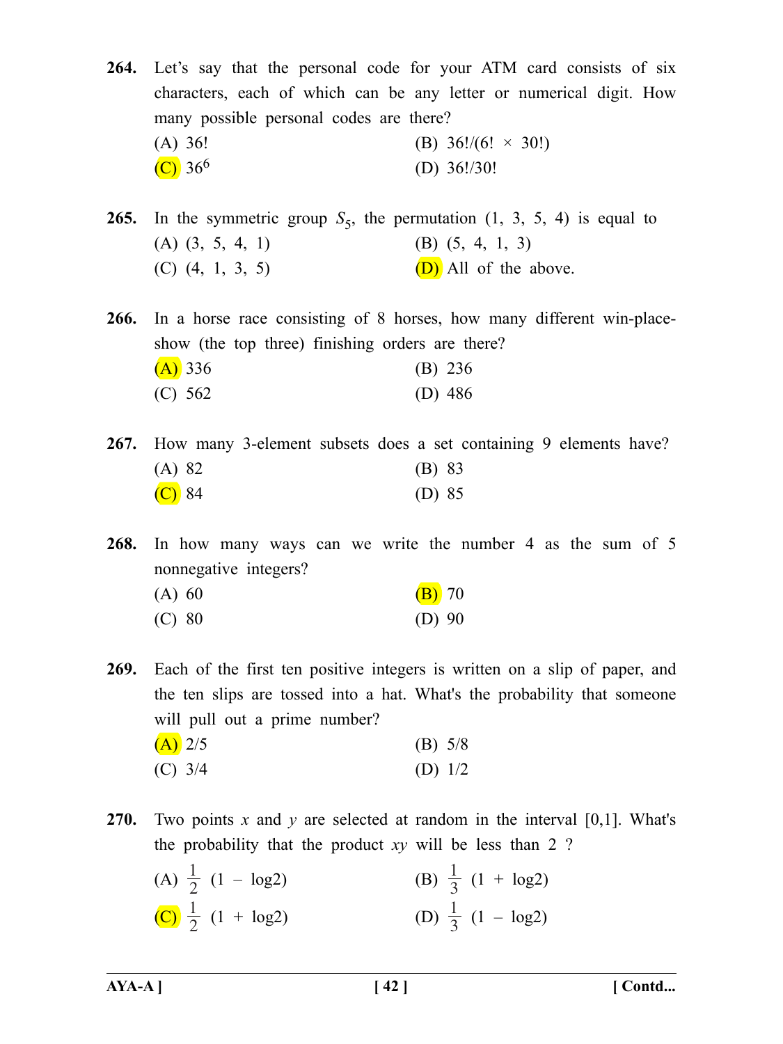**264.** Let's say that the personal code for your ATM card consists of six characters, each of which can be any letter or numerical digit. How many possible personal codes are there?

(A) 36!  
(B) 36!/(6! × 30!)  
(C) $36^6$  
(D) 36!/30!

**265.** In the symmetric group $S_5$, the permutation (1, 3, 5, 4) is equal to

(A) (3, 5, 4, 1)  
(B) (5, 4, 1, 3)  
(C) (4, 1, 3, 5)  
(D) All of the above.

**266.** In a horse race consisting of 8 horses, how many different win-place-show (the top three) finishing orders are there?

(A) 336  
(B) 236  
(C) 562  
(D) 486

**267.** How many 3-element subsets does a set containing 9 elements have?

(A) 82  
(B) 83  
(C) 84  
(D) 85

**268.** In how many ways can we write the number 4 as the sum of 5 nonnegative integers?

(A) 60  
(B) 70  
(C) 80  
(D) 90

**269.** Each of the first ten positive integers is written on a slip of paper, and the ten slips are tossed into a hat. What's the probability that someone will pull out a prime number?

(A) 2/5  
(B) 5/8  
(C) 3/4  
(D) 1/2

**270.** Two points $x$ and $y$ are selected at random in the interval [0,1]. What's the probability that the product $xy$ will be less than 2 ?

(A) $\frac{1}{2}$ (1 – log2)  
(B) $\frac{1}{3}$ (1 + log2)  
(C) $\frac{1}{2}$ (1 + log2)  
(D) $\frac{1}{3}$ (1 – log2)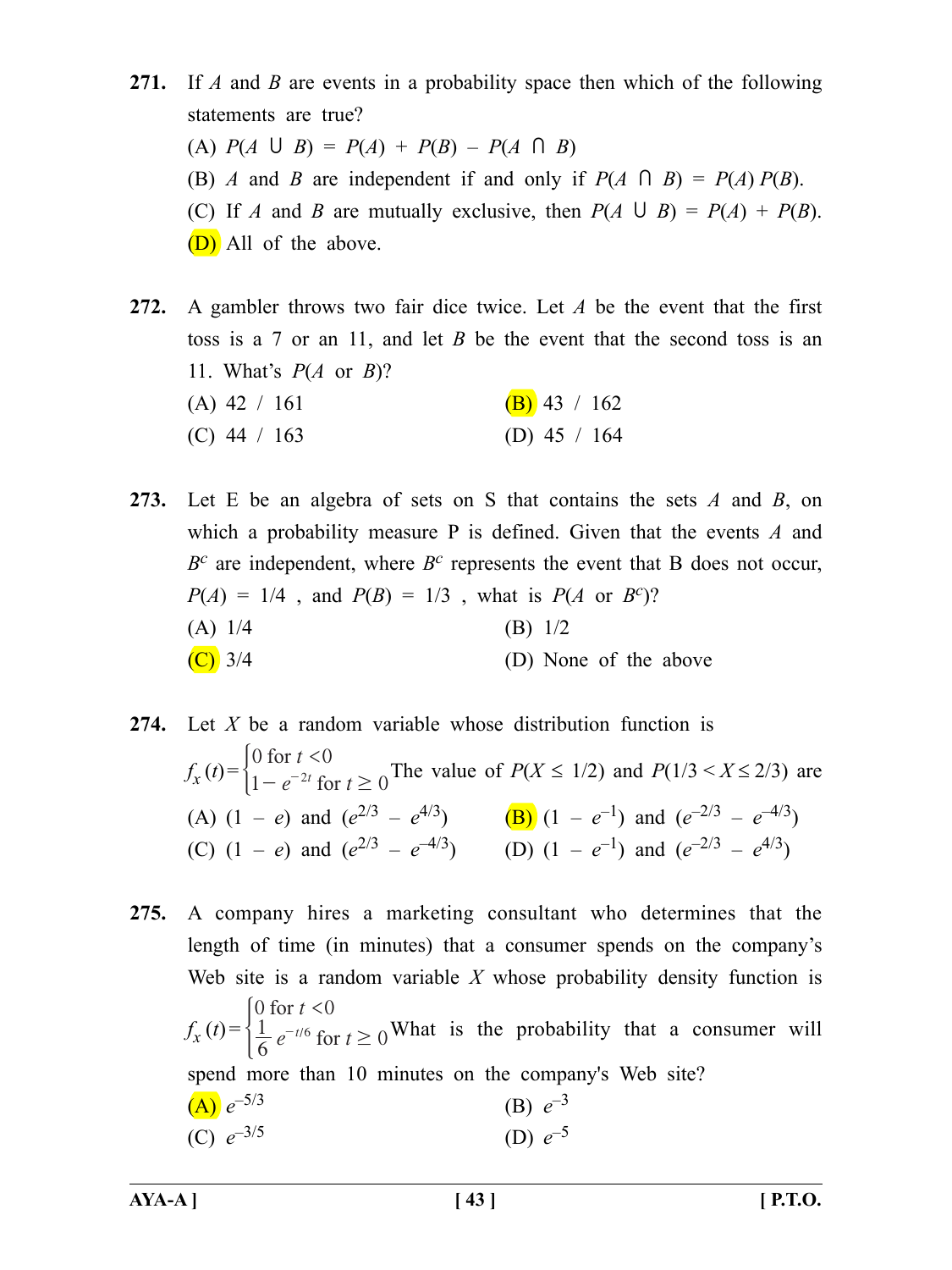**271.** If $A$ and $B$ are events in a probability space then which of the following statements are true?

(A) $P(A \cup B) = P(A) + P(B) - P(A \cap B)$

(B) $A$ and $B$ are independent if and only if $P(A \cap B) = P(A) P(B)$.

(C) If $A$ and $B$ are mutually exclusive, then $P(A \cup B) = P(A) + P(B)$.

(D) All of the above.

**272.** A gambler throws two fair dice twice. Let $A$ be the event that the first toss is a 7 or an 11, and let $B$ be the event that the second toss is an 11. What's $P(A$ or $B)$?

(A) 42 / 161

(B) 43 / 162

(C) 44 / 163

(D) 45 / 164

**273.** Let E be an algebra of sets on S that contains the sets $A$ and $B$, on which a probability measure P is defined. Given that the events $A$ and $B^c$ are independent, where $B^c$ represents the event that B does not occur, $P(A) = 1/4$ , and $P(B) = 1/3$ , what is $P(A$ or $B^c)$?

(A) 1/4

(B) 1/2

(C) 3/4

(D) None of the above

**274.** Let $X$ be a random variable whose distribution function is $f_X(t) = \begin{cases} 0 \text{ for } t < 0 \\ 1 - e^{-2t} \text{ for } t \geq 0 \end{cases}$ The value of $P(X \leq 1/2)$ and $P(1/3 < X \leq 2/3)$ are

(A) $(1 - e)$ and $(e^{2/3} - e^{4/3})$

(B) $(1 - e^{-1})$ and $(e^{-2/3} - e^{-4/3})$

(C) $(1 - e)$ and $(e^{2/3} - e^{-4/3})$

(D) $(1 - e^{-1})$ and $(e^{-2/3} - e^{4/3})$

**275.** A company hires a marketing consultant who determines that the length of time (in minutes) that a consumer spends on the company's Web site is a random variable $X$ whose probability density function is $f_X(t) = \begin{cases} 0 \text{ for } t < 0 \\ \frac{1}{6} e^{-t/6} \text{ for } t \geq 0 \end{cases}$ What is the probability that a consumer will spend more than 10 minutes on the company's Web site?

(A) $e^{-5/3}$

(B) $e^{-3}$

(C) $e^{-3/5}$

(D) $e^{-5}$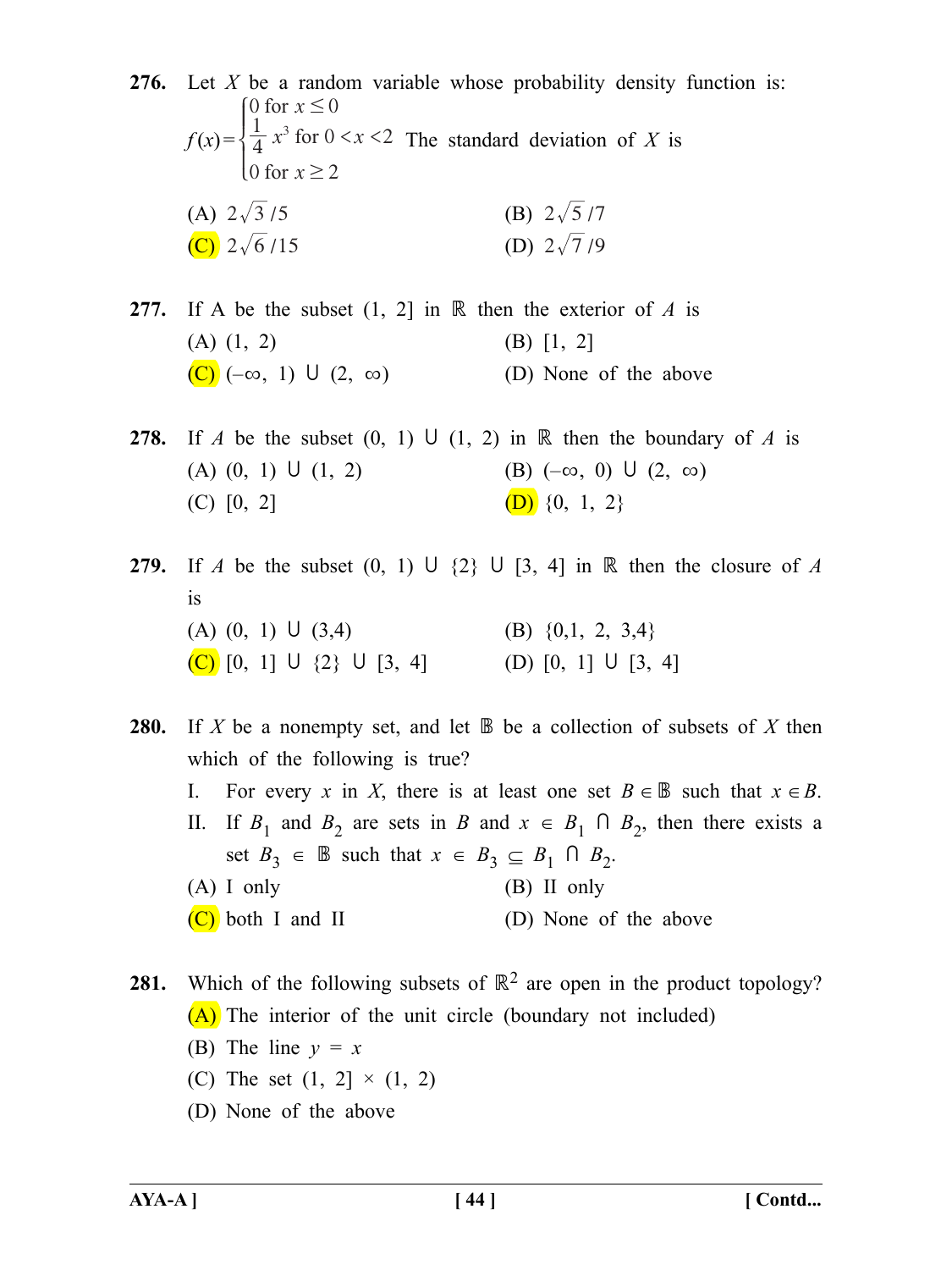**276.** Let $X$ be a random variable whose probability density function is:

$$f(x) = \begin{cases} 0 \text{ for } x \le 0 \\ \frac{1}{4}x^3 \text{ for } 0 < x < 2 \\ 0 \text{ for } x \ge 2 \end{cases}$$

The standard deviation of $X$ is

(A) $2\sqrt{3}/5$  
(B) $2\sqrt{5}/7$  
(C) $2\sqrt{6}/15$  
(D) $2\sqrt{7}/9$

**277.** If A be the subset (1, 2] in $\mathbb{R}$ then the exterior of $A$ is

(A) (1, 2)  
(B) [1, 2]  
(C) $(-\infty, 1) \cup (2, \infty)$  
(D) None of the above

**278.** If $A$ be the subset $(0, 1) \cup (1, 2)$ in $\mathbb{R}$ then the boundary of $A$ is

(A) $(0, 1) \cup (1, 2)$  
(B) $(-\infty, 0) \cup (2, \infty)$  
(C) [0, 2]  
(D) {0, 1, 2}

**279.** If $A$ be the subset $(0, 1) \cup \{2\} \cup [3, 4]$ in $\mathbb{R}$ then the closure of $A$ is

(A) $(0, 1) \cup (3,4)$  
(B) {0,1, 2, 3,4}  
(C) $[0, 1] \cup \{2\} \cup [3, 4]$  
(D) $[0, 1] \cup [3, 4]$

**280.** If $X$ be a nonempty set, and let $\mathbb{B}$ be a collection of subsets of $X$ then which of the following is true?

I. For every $x$ in $X$, there is at least one set $B \in \mathbb{B}$ such that $x \in B$.

II. If $B_1$ and $B_2$ are sets in $B$ and $x \in B_1 \cap B_2$, then there exists a set $B_3 \in \mathbb{B}$ such that $x \in B_3 \subseteq B_1 \cap B_2$.

(A) I only  
(B) II only  
(C) both I and II  
(D) None of the above

**281.** Which of the following subsets of $\mathbb{R}^2$ are open in the product topology?

(A) The interior of the unit circle (boundary not included)  
(B) The line $y = x$  
(C) The set $(1, 2] \times (1, 2)$  
(D) None of the above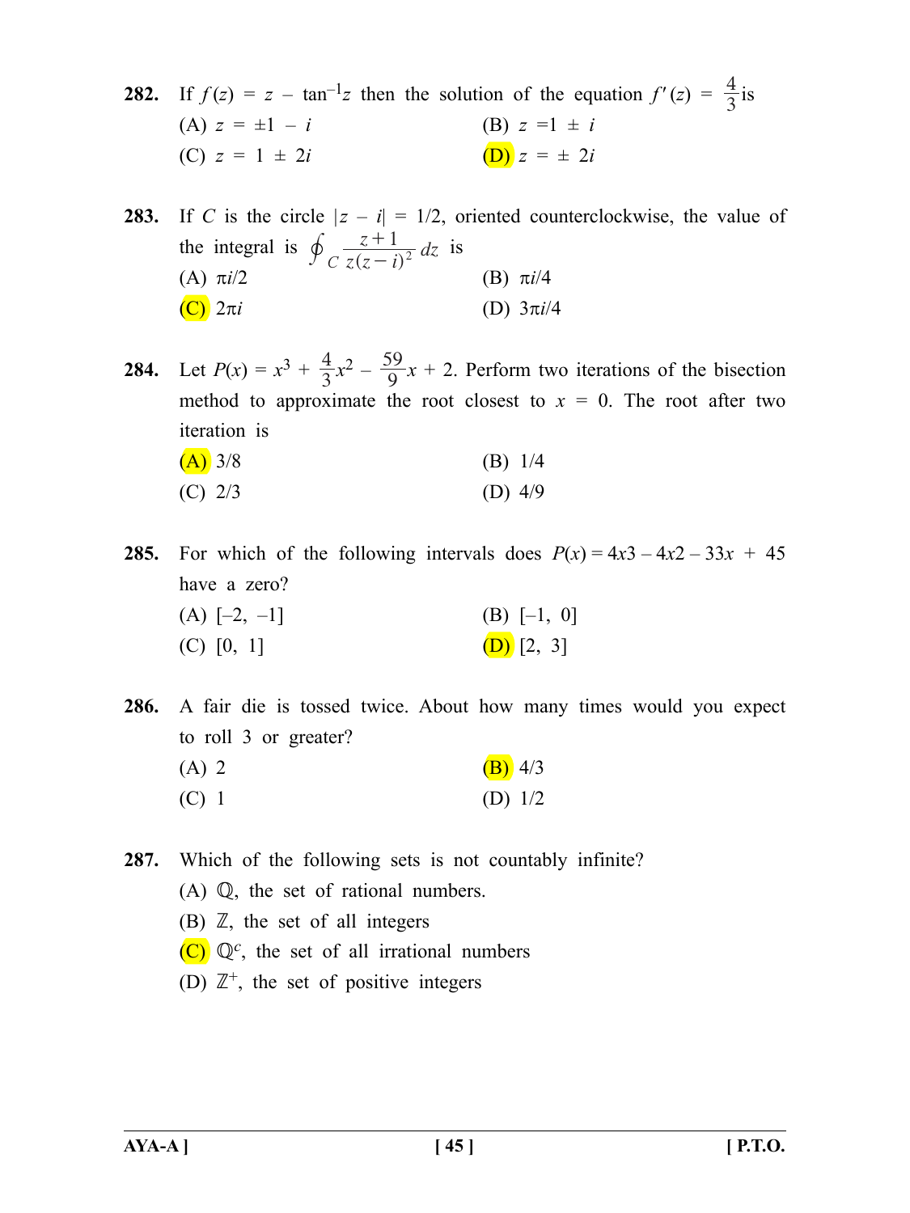**282.** If $f(z) = z - \tan^{-1}z$ then the solution of the equation $f'(z) = \frac{4}{3}$ is

(A) $z = \pm 1 - i$

(B) $z = 1 \pm i$

(C) $z = 1 \pm 2i$

(D) $z = \pm 2i$

**283.** If $C$ is the circle $|z - i| = 1/2$, oriented counterclockwise, the value of the integral is $\oint_C \frac{z+1}{z(z-i)^2} dz$ is

(A) $\pi i/2$

(B) $\pi i/4$

(C) $2\pi i$

(D) $3\pi i/4$

**284.** Let $P(x) = x^3 + \frac{4}{3}x^2 - \frac{59}{9}x + 2$. Perform two iterations of the bisection method to approximate the root closest to $x = 0$. The root after two iteration is

(A) 3/8

(B) 1/4

(C) 2/3

(D) 4/9

**285.** For which of the following intervals does $P(x) = 4x3 - 4x2 - 33x + 45$ have a zero?

(A) [–2, –1]

(B) [–1, 0]

(C) [0, 1]

(D) [2, 3]

**286.** A fair die is tossed twice. About how many times would you expect to roll 3 or greater?

(A) 2

(B) 4/3

(C) 1

(D) 1/2

**287.** Which of the following sets is not countably infinite?

(A) $\mathbb{Q}$, the set of rational numbers.

(B) $\mathbb{Z}$, the set of all integers

(C) $\mathbb{Q}^c$, the set of all irrational numbers

(D) $\mathbb{Z}^+$, the set of positive integers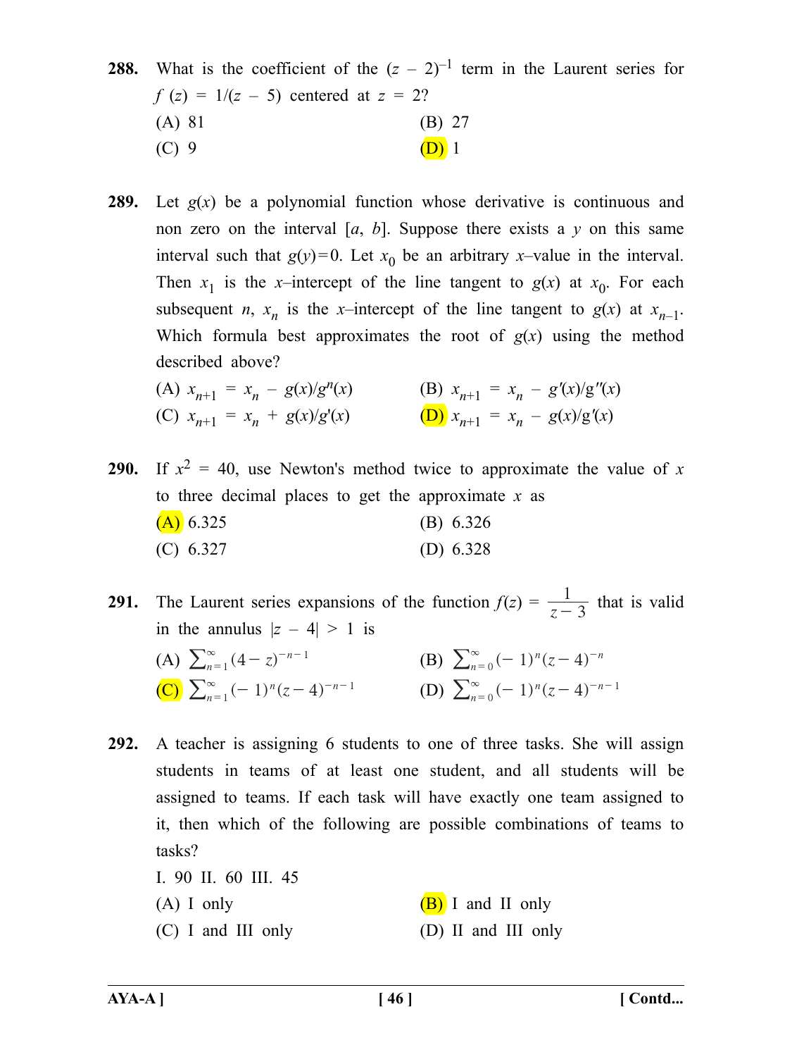**288.** What is the coefficient of the $(z - 2)^{-1}$ term in the Laurent series for $f(z) = 1/(z - 5)$ centered at $z = 2$?

(A) 81 (B) 27

(C) 9 (D) 1

**289.** Let $g(x)$ be a polynomial function whose derivative is continuous and non zero on the interval $[a, b]$. Suppose there exists a $y$ on this same interval such that $g(y)=0$. Let $x_0$ be an arbitrary $x$–value in the interval. Then $x_1$ is the $x$–intercept of the line tangent to $g(x)$ at $x_0$. For each subsequent $n$, $x_n$ is the $x$–intercept of the line tangent to $g(x)$ at $x_{n-1}$. Which formula best approximates the root of $g(x)$ using the method described above?

(A) $x_{n+1} = x_n - g(x)/g^n(x)$ (B) $x_{n+1} = x_n - g'(x)/g''(x)$

(C) $x_{n+1} = x_n + g(x)/g'(x)$ (D) $x_{n+1} = x_n - g(x)/g'(x)$

**290.** If $x^2 = 40$, use Newton's method twice to approximate the value of $x$ to three decimal places to get the approximate $x$ as

(A) 6.325 (B) 6.326

(C) 6.327 (D) 6.328

**291.** The Laurent series expansions of the function $f(z) = \frac{1}{z-3}$ that is valid in the annulus $|z - 4| > 1$ is

(A) $\sum_{n=1}^{\infty} (4-z)^{-n-1}$ (B) $\sum_{n=0}^{\infty} (-1)^n (z-4)^{-n}$

(C) $\sum_{n=1}^{\infty} (-1)^n (z-4)^{-n-1}$ (D) $\sum_{n=0}^{\infty} (-1)^n (z-4)^{-n-1}$

**292.** A teacher is assigning 6 students to one of three tasks. She will assign students in teams of at least one student, and all students will be assigned to teams. If each task will have exactly one team assigned to it, then which of the following are possible combinations of teams to tasks?

I. 90 II. 60 III. 45

(A) I only (B) I and II only

(C) I and III only (D) II and III only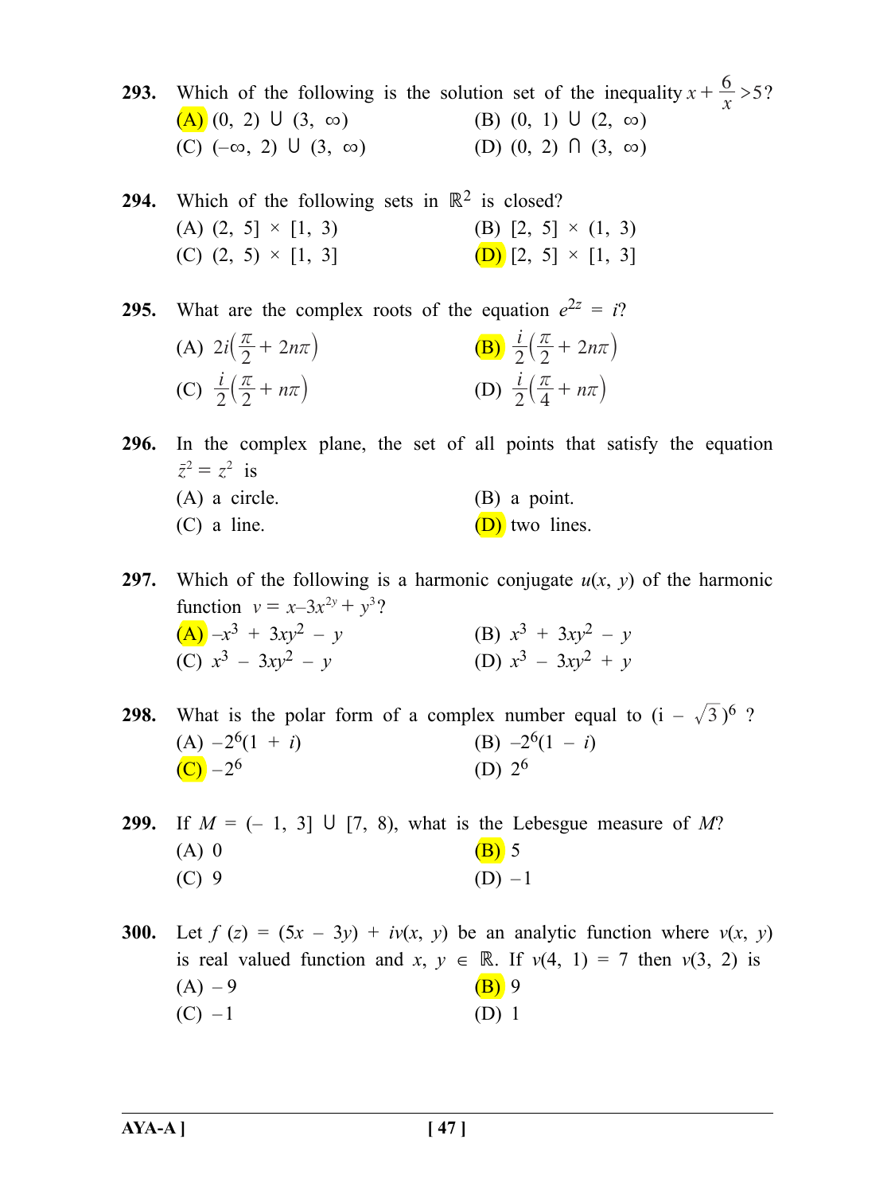**293.** Which of the following is the solution set of the inequality $x + \frac{6}{x} > 5$?

(A) (0, 2) ∪ (3, ∞)    (B) (0, 1) ∪ (2, ∞)

(C) (–∞, 2) ∪ (3, ∞)    (D) (0, 2) ∩ (3, ∞)

**294.** Which of the following sets in $\mathbb{R}^2$ is closed?

(A) (2, 5] × [1, 3)    (B) [2, 5] × (1, 3)

(C) (2, 5) × [1, 3]    (D) [2, 5] × [1, 3]

**295.** What are the complex roots of the equation $e^{2z} = i$?

(A) $2i\left(\frac{\pi}{2} + 2n\pi\right)$    (B) $\frac{i}{2}\left(\frac{\pi}{2} + 2n\pi\right)$

(C) $\frac{i}{2}\left(\frac{\pi}{2} + n\pi\right)$    (D) $\frac{i}{2}\left(\frac{\pi}{4} + n\pi\right)$

**296.** In the complex plane, the set of all points that satisfy the equation $\bar{z}^2 = z^2$ is

(A) a circle.    (B) a point.

(C) a line.    (D) two lines.

**297.** Which of the following is a harmonic conjugate $u(x, y)$ of the harmonic function $v = x – 3x^{2y} + y^3$?

(A) $–x^3 + 3xy^2 – y$    (B) $x^3 + 3xy^2 – y$

(C) $x^3 – 3xy^2 – y$    (D) $x^3 – 3xy^2 + y$

**298.** What is the polar form of a complex number equal to $(i – \sqrt{3})^6$ ?

(A) $–2^6(1 + i)$    (B) $–2^6(1 – i)$

(C) $–2^6$    (D) $2^6$

**299.** If $M$ = (– 1, 3] ∪ [7, 8), what is the Lebesgue measure of $M$?

(A) 0    (B) 5

(C) 9    (D) –1

**300.** Let $f(z) = (5x – 3y) + iv(x, y)$ be an analytic function where $v(x, y)$ is real valued function and $x, y \in \mathbb{R}$. If $v(4, 1) = 7$ then $v(3, 2)$ is

(A) – 9    (B) 9

(C) –1    (D) 1